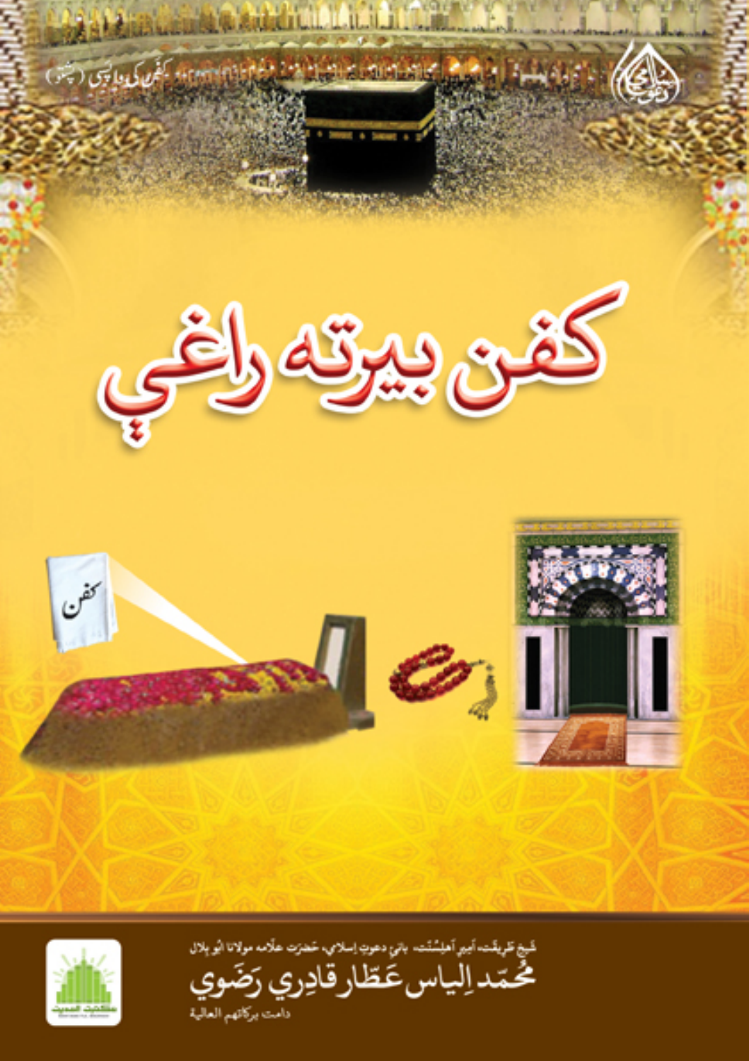کفن کی واپسی (پشتو)

# کفن بیرته راغي

کفن

شیخ طریقت، امیرِ اہلسنّت، بانیِ دعوتِ اسلامي، حضرت علّامه مولانا ابو بلال

## مُحَمّد اِلیاس عَطّار قادِري رَضَوي

دامت برکاتهم العالیة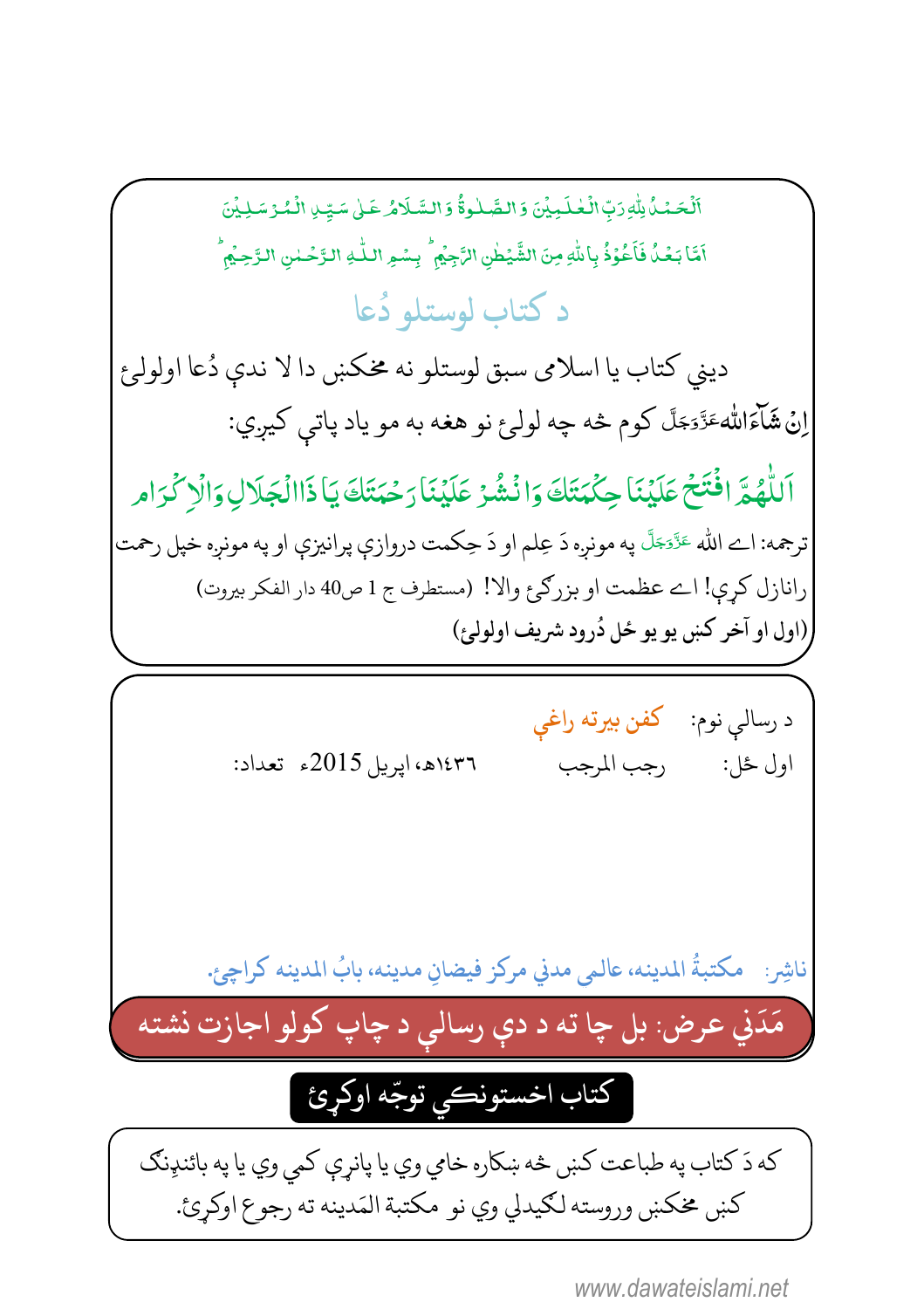اَلْحَمْدُ لِلّٰہِ رَبِّ الْعٰلَمِیْنَ وَ الصَّلٰوۃُ وَ السَّلَامُ عَلٰی سَیِّدِ الْمُرْسَلِیْنَ

اَمَّا بَعْدُ فَاَعُوْذُ بِاللّٰہِ مِنَ الشَّیْطٰنِ الرَّجِیْمِ ؕ بِسْمِ اللّٰہِ الرَّحْمٰنِ الرَّحِیْمِ ؕ

## د كتاب لوستلو دُعا

ديني كتاب يا اسلامى سبق لوستلو نه مخكښې دا لا ندې دُعا اولولئ

اِنْ شَآءَاللهعَزَّوَجَلَّ كوم څه چه لولئ نو هغه به مو ياد پاتې كيږي:

**اَللّٰھُمَّ افْتَحْ عَلَیْنَا حِکْمَتَکَ وَانْشُرْ عَلَیْنَا رَحْمَتَکَ یَا ذَاالْجَلَالِ وَالْاِکْرَام**

ترجمه: اے الله عَزَّوَجَلَّ په مونږه دَ عِلم او دَ حِكمت دروازې پرانيزې او په مونږه خپل رحمت رانازل كړې! اے عظمت او بزرګئ والا! (مستطرف ج 1 ص40 دار الفكر بيروت)

(اول او آخر كښې يو يو ځل دُرود شريف اولولئ)

د رسالې نوم: كفن بيرته راغې

اول ځل: رجب المرجب ۱۴۳۶ھ، اپريل 2015ء تعداد:

ناشِر: مكتبةُ المدينه، عالمى مدني مركز فيضانِ مدينه، بابُ المدينه كراچئ.

**مَدَني عرض: بل چا ته د دې رسالې د چاپ كولو اجازت نشته**

**كتاب اخستونكي توجّه اوكړئ**

كه دَ كتاب په طباعت كښې څه ښكاره خامي وي يا پاڼړې كمې وي يا په بائنډِنګ كښې مخكښې وروسته لګيدلي وي نو مكتبة المَدينه ته رجوع اوكړئ.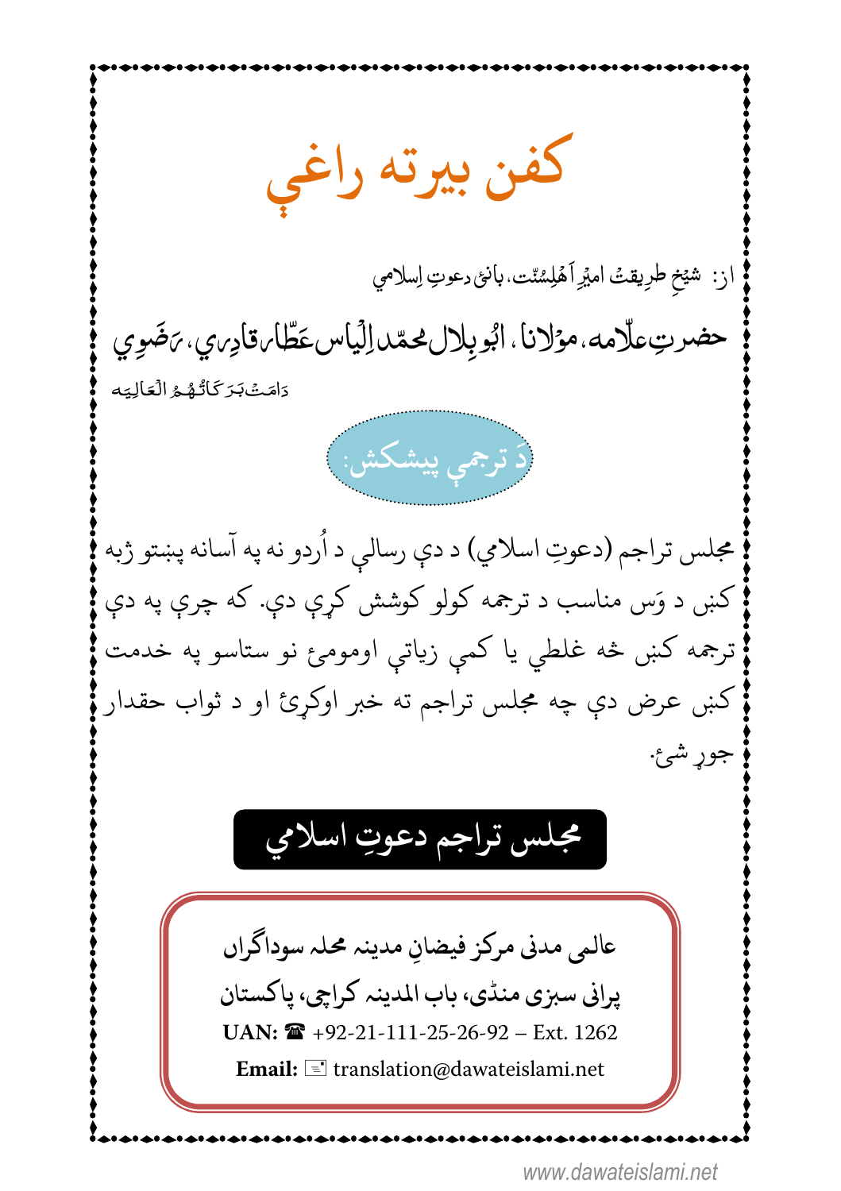# كفن بيرته راغي

از: شيخِ طرِيقتُ امیرِ اَهلِسُنّت، بانئِ دعوتِ اِسلامي

**حضرتِ علّامه، موٗلانا، ابُو بِلال محمّد اِلْیاس عَطّار قادِري، رَضَوِي**

دَامَتْ بَرَكَاتُهُمُ الْعَالِيَه

د ترجمې پیشکش:

مجلس تراجم (دعوتِ اسلامي) د دې رسالې د اُردو نه په آسانه پښتو ژبه کښې د وَس مناسب د ترجمه کولو کوشش کړې دې. که چرې په دې ترجمه کښې څه غلطي یا کمې زیاتې اوموميئ نو ستاسو په خدمت کښې عرض دې چه مجلس تراجم ته خبر اوکړئ او د ثواب حقدار جوړ شئ.

**مجلس تراجم دعوتِ اسلامي**

عالمی مدنی مرکز فیضانِ مدینه محله سوداگران

پرانی سبزی منڈی، باب المدینه کراچی، پاکستان

**UAN:** ☎ +92-21-111-25-26-92 – Ext. 1262

**Email:** translation@dawateislami.net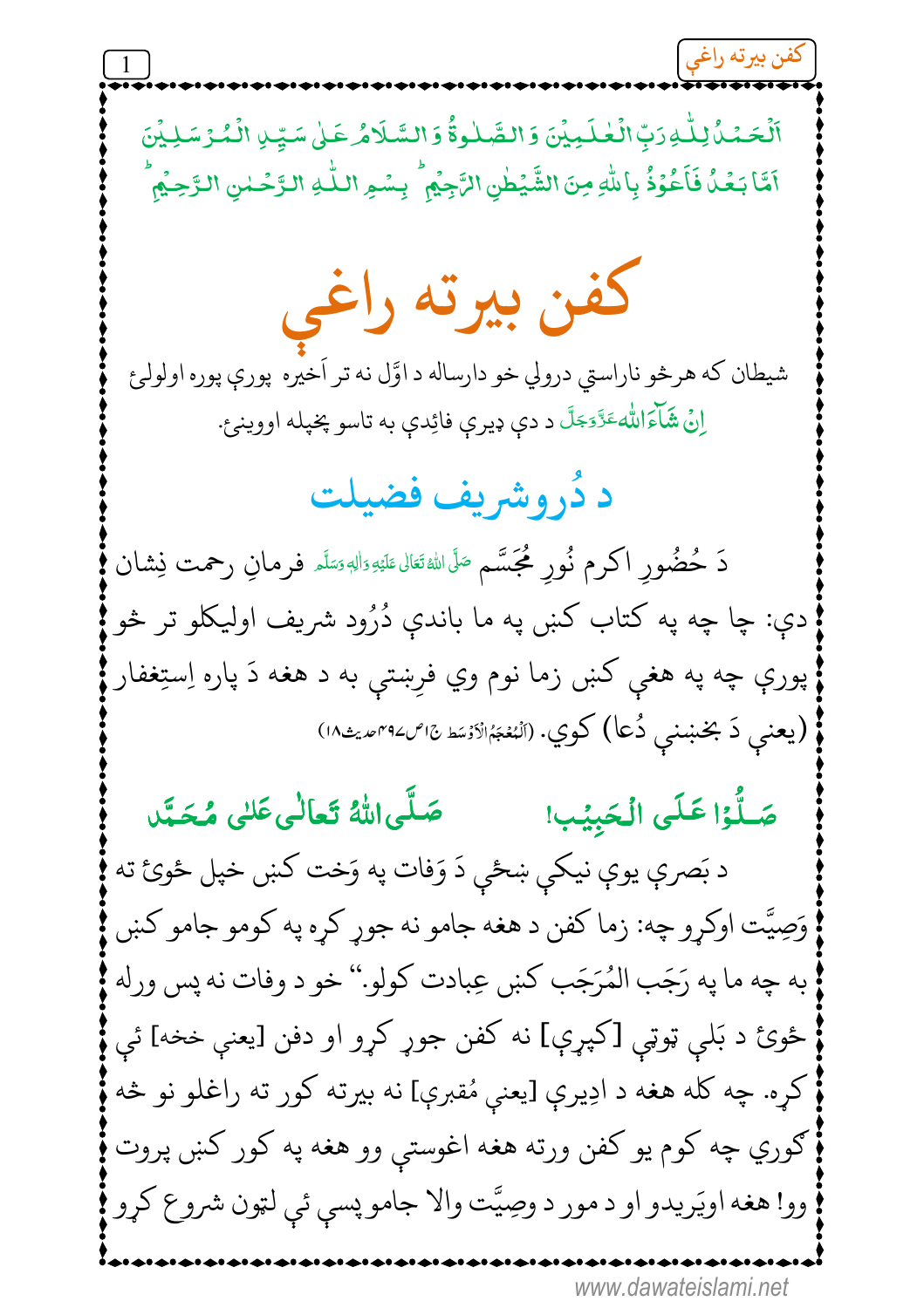اَلْحَمْدُ لِلّٰهِ رَبِّ الْعٰلَمِیْنَ وَالصَّلٰوةُ وَالسَّلَامُ عَلٰی سَیِّدِ الْمُرْسَلِیْنَ
اَمَّا بَعْدُ فَاَعُوْذُ بِاللّٰهِ مِنَ الشَّیْطٰنِ الرَّجِیْمِ ؕ بِسْمِ اللّٰهِ الرَّحْمٰنِ الرَّحِیْمِ ؕ

# كفن بيرته راغي

شيطان كه هرڅو ناراستي درولي خو دارساله د اوّل نه تر اَخيره پورې پوره اولولئ اِنْ شَآءَاللهعَزَّوَجَلَّ د دې ډيرې فائِدې به تاسو پخپله اووينئ.

## د دُروشريف فضيلت

دَ حُضُورِ اكرم نُورِ مُجَسَّم صَلَّى اللهُ تَعَالٰى عَلَيْهِ وَاٰلِهٖ وَسَلَّم فرمانِ رحمت نِشان دي: چا چه په كتاب كښې په ما باندې دُرُود شريف اوليكلو تر څو پورې چه په هغې كښې زما نوم وي فرښتې به د هغه دَ پاره اِستِغفار (يعني دَ بخښنې دُعا) كوي. (اَلْمُعْجَمُ الْاَوْسَط ج١ص٤٩٧حديث١٨٣٥)

صَلُّوْا عَلَى الْحَبِيْب! صَلَّى اللهُ تَعَالٰى عَلٰى مُحَمَّد

د بَصرې يوې نيكې ښځې دَ وَفات په وَخت كښې خپل ځوئ ته وَصِيَّت اوكړو چه: زما كفن د هغه جامو نه جوړ كړه په كومو جامو كښې به چه ما په رَجَب الْمُرَجَّب كښې عِبادت كولو.'' خو د وفات نه پس ورله ځوئ د بَلې ټوټې [كپړې] نه كفن جوړ كړو او دفن [يعني خخه] ئې كړه. چه كله هغه د اِديرې [يعني مُقبرې] نه بيرته كور ته راغلو نو څه ګوري چه كوم يو كفن ورته هغه اغوستې وو هغه په كور كښې پروت وو! هغه اويَريدو او د مور د وصِيَّت والا جامو پسې ئې لټون شروع كړو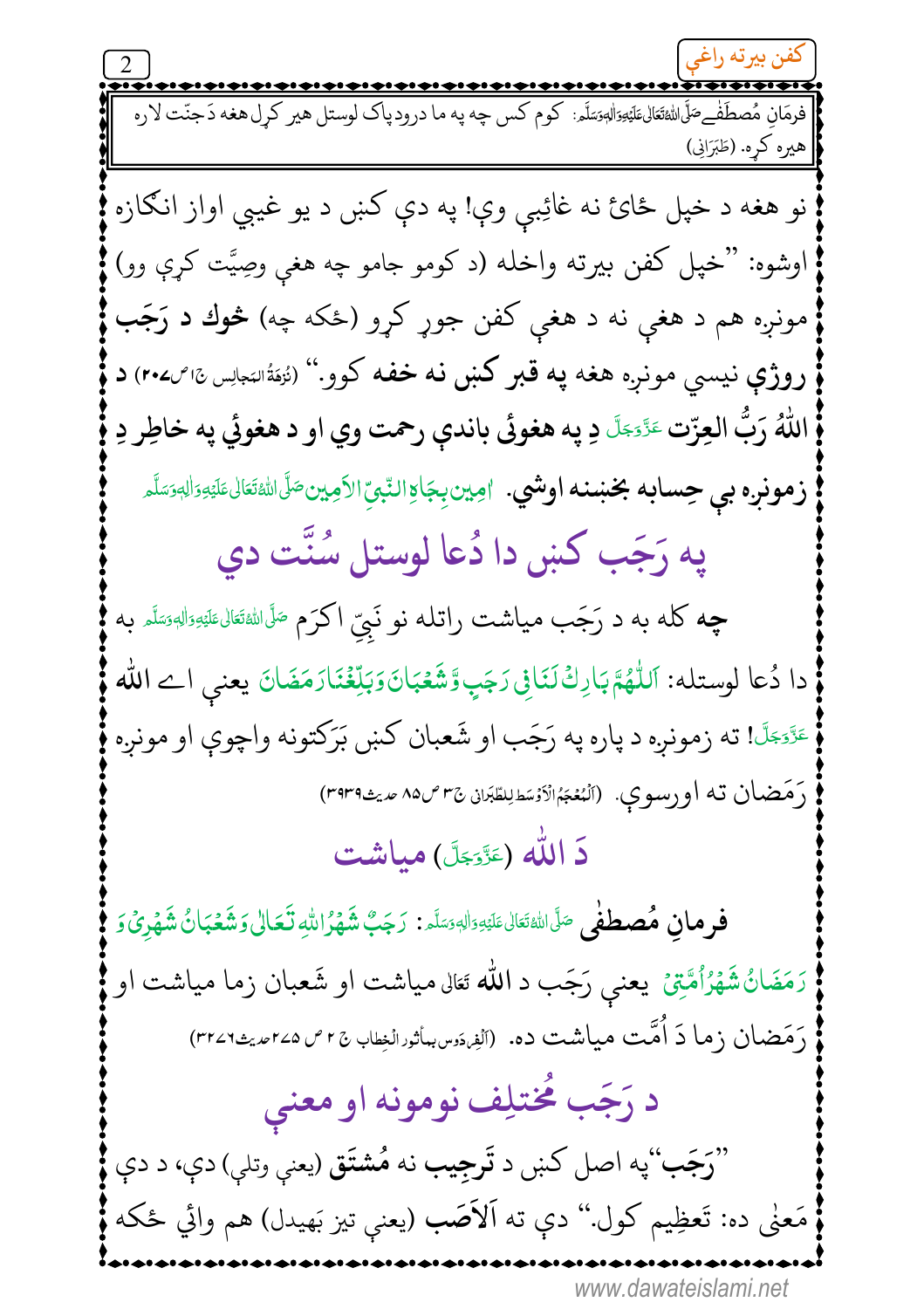فرمانِ مُصطَفٰےصَلَّی اللّٰہُ تَعَالٰی عَلَیْہِ وَاٰلِہٖ وَسَلَّم: کوم کس چه په ما درودپاک لوستل هیر کړل هغه دَ جنّت لاره هیره کړه. (طَبَرَانی)

نو هغه د خپل ځایَ نه غائِبې وې! په دې کښې د یو غیبي اواز انګازه اوشوه: ''خپل کفن بیرته واخله (د کومو جامو چه هغې وصِيَّت کړې وو) مونږه هم د هغې نه د هغې کفن جوړ کړو (ځکه چه) **ثوك د رَجَب روژې** نیسي مونږه هغه په **قبر کښې نه خفه** کوو.'' (نُزهَةُ المَجالِس ج۱ ص۲۰۷) **د اللّٰه رَبُّ العِزّت** عَزَّوَجَلَّ **دِ په هغوئی باندې رحمت وي او د هغوئي په خاطِرِ دِ زمونږه بې حِسابه بخښنه اوشي.** اٰمِین بِجَاہِ النَّبِیِّ الْاَمِین صَلَّی اللّٰہُ تَعَالٰی عَلَیْہِ وَاٰلِہٖ وَسَلَّم

## په رَجَب کښې دا دُعا لوستل سُنَّت دي

**چه** کله به د رَجَب میاشت راتله نو نَبِیِّ اکرَم صَلَّی اللّٰہُ تَعَالٰی عَلَیْہِ وَاٰلِہٖ وَسَلَّم به دا دُعا لوستله: اَللّٰهُمَّ بَارِكْ لَنَا فِي رَجَبٍ وَّ شَعْبَانَ وَبَلِّغْنَا رَمَضَانَ یعني اے **اللّٰه** عَزَّوَجَلَّ! ته زمونږه د پاره په رَجَب او شَعبان کښې بَرَکتونه واچوې او مونږه رَمَضان ته اورسوې. (اَلْمُعْجَمُ الْاَوْسَط لِلطَّبَرانی ج۳ ص۸۵ حدیث۳۹۳۹)

## دَ اللّٰه (عَزَّوَجَلَّ) میاشت

**فرمانِ مُصطفٰی** صَلَّی اللّٰہُ تَعَالٰی عَلَیْہِ وَاٰلِہٖ وَسَلَّم: رَجَبٌ شَهْرُ اللّٰهِ تَعَالٰی وَشَعْبَانُ شَهْرِیْ وَرَمَضَانُ شَهْرُ اُمَّتِیْ یعني رَجَب د **اللّٰه** تَعَالٰی میاشت او شَعبان زما میاشت او رَمَضان زما دَ اُمَّت میاشت ده. (اَلفِردَوس بمأثور الخطاب ج ۲ ص ۲۷۵حدیث۳۲۷۶)

## د رَجَب مُختلِف نومونه او معنې

''**رَجَب**''په اصل کښې د **تَرجِيب** نه **مُشتَق** (یعني وتلې) دې، د دې مَعنٰی ده: **تَعظِيم کول.**'' دې ته **اَلاَصَب** (یعني تیز بَهیدل) هم وائي ځکه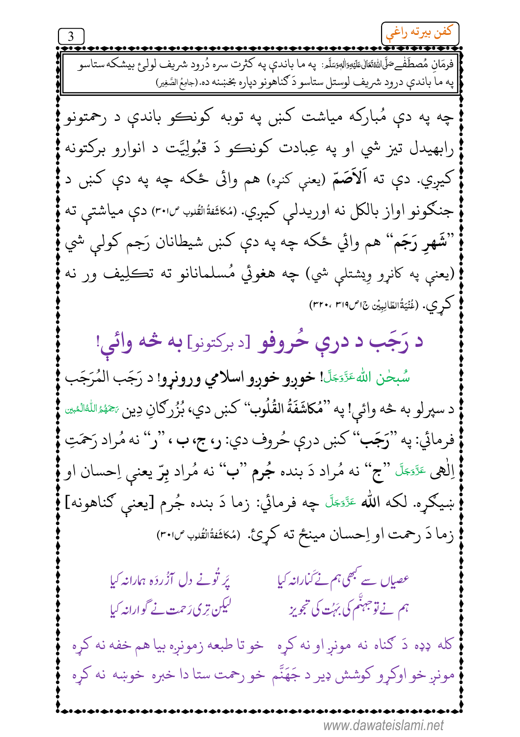فرمَانِ مُصطَفٰےﷺ: په ما باندې په کثرت سره دُرود شریف لولئ بیشکه ستاسو په ما باندې درود شریف لوستل ستاسو دَ ګناهونو دپاره بخښنه ده. (جامِعُ الصَّغِیر)

چه په دې مُبارکه میاشت کښې په توبه کونکو باندې د رحمتونو رابهیدل تیز شي او په عِبادت کونکو دَ قبُولِیَّت د انوارو برکتونه کیږي. دې ته اَلاَصَمّ (یعنې کنړه) هم وائی ځکه چه په دې کښې د جنګونو اواز بالکل نه اوریدلې کیږي. (مُکاشَفةُ القُلوب ص۳۰۱) دې میاشتې ته "شَهرِ رَجَم" هم وائي ځکه چه په دې کښې شیطانان رَجم کولې شي (یعنې په کاڼړو وِیشتلې شي) چه هغوئ مُسلمانانو ته تکلِیف ور نه کړي. (غُنیَۃُ الطّالِبِیْن ج۱ص۳۱۹، ۳۲۰)

## د رَجَب د درې حُروفو [د برکتونو] به څه وائې!

سُبحٰنَ اللّٰه عَزَّوَجَلَّ! خوږو خوږو اسلامي ورونړو! د رَجَب المُرَجَب د سپرلو به څه وائې! په "مُکاشَفَةُ القُلُوب" کښې دي، بُزُرګانِ دِین رَحِمَهُمُ اللّٰهُ المُبِین فرمائي: په "رَجَب" کښې درې حُروف دي: ر، ج، ب ، "ر" نه مُراد رَحمَتِ اِلٰهی عَزَّوَجَلَّ "ج" نه مُراد دَ بنده جُرم "ب" نه مُراد بِرّ یعنې اِحسان او ښیګړه. لکه اللّٰه عَزَّوَجَلَّ چه فرمائي: زما دَ بنده جُرم [یعنې ګناهونه] زما دَ رحمت او اِحسان مینځ ته کړئ. (مُکاشَفةُالقُلوب ص۳۰۱)

عصیاں سے کبھی ہم نے کَنارانہ کیا　　پَر تُونے دلِ آزُردَہ ہمارانہ کیا
ہم نے تو جہنَّم کی بَہُت کی تجویز　　لیکن تِری رَحمت نے گوارانہ کیا

کله ډېره دَ ګناه نه مونږ او نه کړه　　خو تا طبعه زمونږه بیا هم خفه نه کړه
مونږ خو اوکړو کوشش ډیر د جَهَنَّم　　خو رحمت ستا دا خبره خوښه نه کړه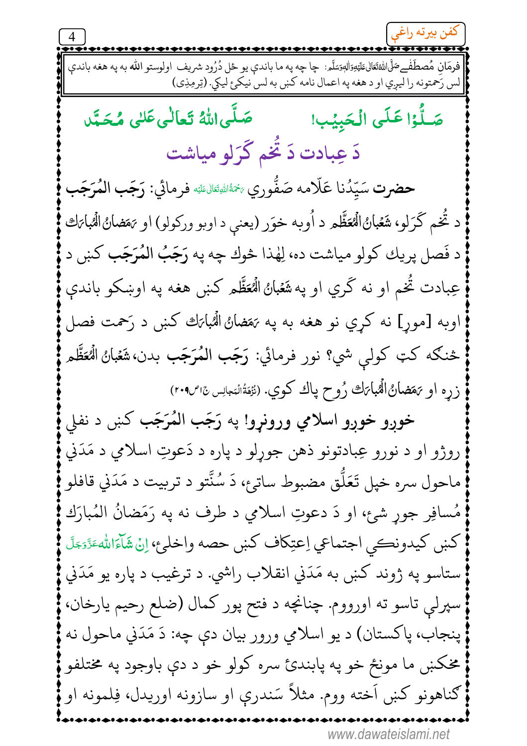فرمَانِ مُصطَفٰےصَلَّی اللّٰہُ تَعَالٰی عَلَیْہِ وَاٰلِہٖ وَسَلَّم: چا چه په ما باندې يو ځل دُرُود شريف اولوستو اللّٰه به په هغه باندې لس رَحمتونه را ليږي او د هغه په اعمال نامه کښې به لس نيکئ ليکي. (تِرمِذِی)

صَلُّوْا عَلَی الْحَبِیْب! صَلَّی اللّٰہُ تَعَالٰی عَلٰی مُحَمَّد

## دَ عِبادت دَ تُخم کَرَلو مياشت

**حضرت** سَيِّدُنا عَلّامه صَفُّوري رَحْمَۃُ اللّٰہِ تَعَالٰی عَلَیْہ فرمائي: **رَجَب المُرَجَّب** د تُخم کَرَلو، شَعْبَانُ الْمُعَظَّم د اُوبه خوَر (يعنې د اوبو ورکولو) او رَمَضانُ الْمُبارَك د فَصل پريك کولو مياشت ده، لِهٰذا څوك چه په **رَجَبُ المُرَجَّب** کښې د عِبادت تُخم او نه کَري او په شَعْبَانُ الْمُعَظَّم کښې هغه په اوښکو باندې اوبه [مورِ] نه کړي نو هغه به په رَمَضانُ الْمُبارَك کښې د رَحمت فصل څنګه کټ کولې شي؟ نور فرمائي: **رَجَب المُرَجَّب** بدن، شَعْبَانُ الْمُعَظَّم زړه او رَمَضانُ الْمُبارَك رُوح پاك کوي. (نُزْهَةُ الْمَجالِس ج۱ ص۲۰۹)

**خوږو خوږو اسلامي ورونړو!** په **رَجَب المُرَجَّب** کښې د نفلي روژو او د نورو عِبادتونو ذهن جوړلو د پاره د دَعوتِ اسلامي د مَدَني ماحول سره خپل تَعَلُّق مضبوط ساتئ، دَ سُنَّتو د تربيت د مَدَني قافلو مُسافِر جوړ شئ، او دَ دعوتِ اسلامي د طرف نه په رَمَضانُ المُبارَك کښې کيدونکي اجتماعي اِعتِكاف کښې حصه واخلئ، اِنْ شَآءَ اللّٰہ عَزَّوَجَلَّ ستاسو په ژوند کښې به مَدَني انقلاب راشي. د ترغيب د پاره يو مَدَني سپرلې تاسو ته اورووم. چنانچه د فتح پور کمال (ضلع رحيم يارخان، پنجاب، پاکستان) د يو اسلامي ورور بيان دې چه: دَ مَدَني ماحول نه مخکښې ما مونځ خو په پابندئ سره کولو خو د دې باوجود په مختلفو ګناهونو کښې اَخته ووم. مثلاً سَندرې او سازونه اوريدل، فِلمونه او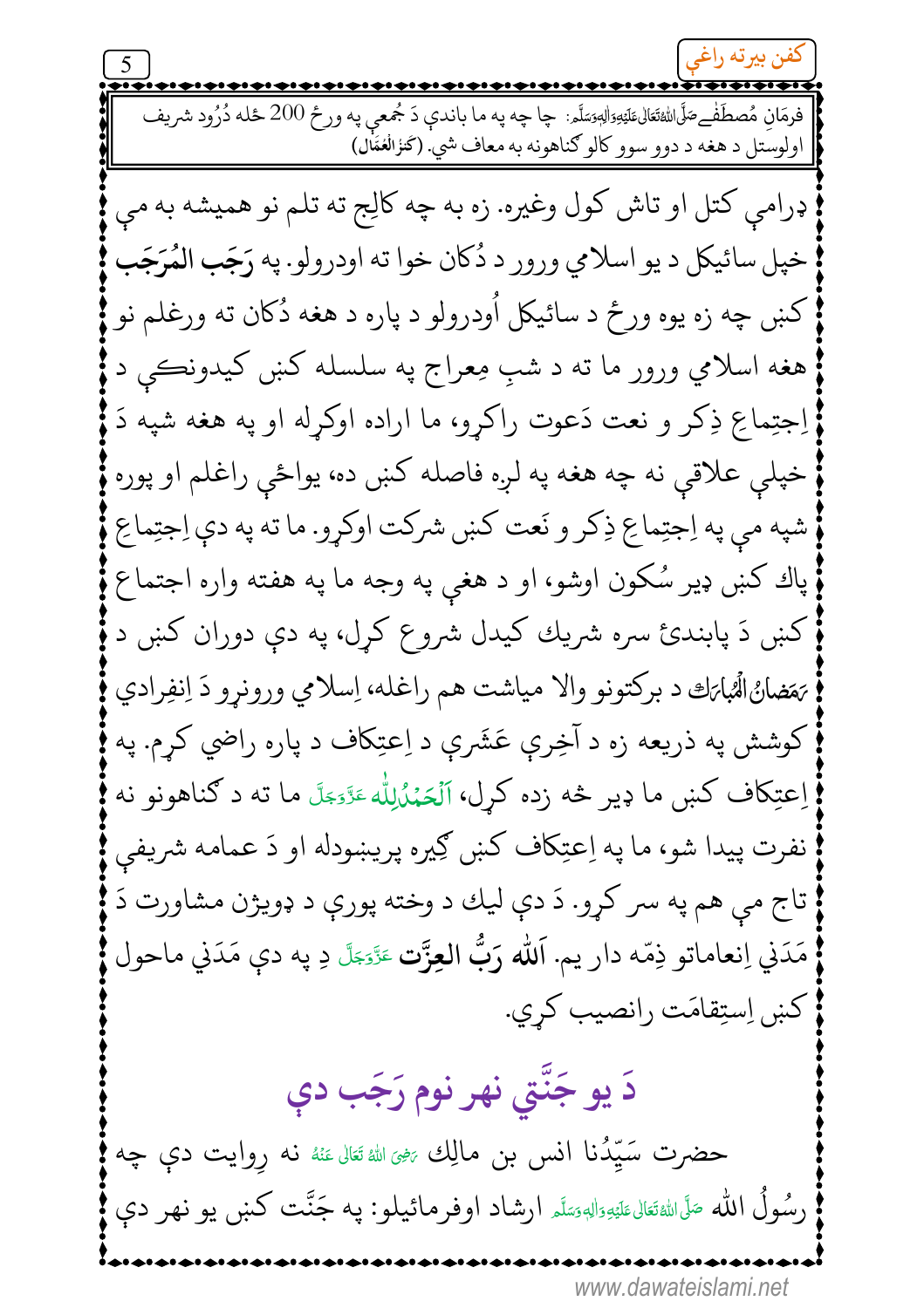فرمَانِ مُصطَفٰےصَلَّی اللّٰہُ تَعَالٰی عَلَیْہِ وَاٰلِہٖ وَسَلَّم: چا چه په ما باندې دَ جُمعې په ورځ 200 ځله دُرُود شريف اولوستل د هغه د دوو سوو کالو ګناهونه به معاف شي. (کَنْزُالْعُمَّال)

ډرامې کتل او تاش کول وغيره. زه به چه کالج ته تلم نو هميشه به مې خپل سائيکل د يو اسلامي ورور د دُکان خوا ته اودرولو. په **رَجَب المُرَجَب** کښې چه زه يوه ورځ د سائيکل اُودرولو د پاره د هغه دُکان ته ورغلم نو هغه اسلامي ورور ما ته د شبِ مِعراج په سلسله کښې کيدونکې د اِجتِماعِ ذِکر و نعت دَعوت راکړو، ما اراده اوکړله او په هغه شپه دَ خپلې علاقې نه چه هغه په لږه فاصله کښې ده، يواځې راغلم او پوره شپه مې په اِجتِماعِ ذِکر و نَعت کښې شرکت اوکړو. ما ته په دې اِجتِماعِ پاك کښې ډير سُکون اوشو، او د هغې په وجه ما په هفته واره اجتماع کښې دَ پابندئ سره شريك کيدل شروع کړل، په دې دوران کښې د رَمَضانُ الْمُبارَك د برکتونو والا مياشت هم راغله، اِسلامي ورونړو دَ اِنفِرادي کوشش په ذريعه زه د آخِرې عَشَرې د اِعتِکاف د پاره راضي کړم. په اِعتِکاف کښې ما ډير څه زده کړل، اَلْحَمْدُلِلّٰه عَزَّوَجَلَّ ما ته د ګناهونو نه نفرت پيدا شو، ما په اِعتِکاف کښې ګِيره پريښودله او دَ عمامه شريفې تاج مې هم په سر کړو. دَ دې ليك د وخته پورې د ډويژن مشاورت دَ مَدَني اِنعاماتو ذِمّه دار يم. **اَللّٰه رَبُّ العِزَّت** عَزَّوَجَلَّ دِ په دې مَدَني ماحول کښې اِستِقامَت رانصيب کړي.

## دَ يو جَنَّتي نهر نوم رَجَب دې

حضرت سَيِّدُنا انس بن مالِك رَضِیَ اللّٰہُ تَعَالٰی عَنْہُ نه رِوايت دې چه رسُولُ الله صَلَّی اللّٰہُ تَعَالٰی عَلَیْہِ وَاٰلِہٖ وَسَلَّم ارشاد اوفرمائيلو: په جَنَّت کښې يو نهر دې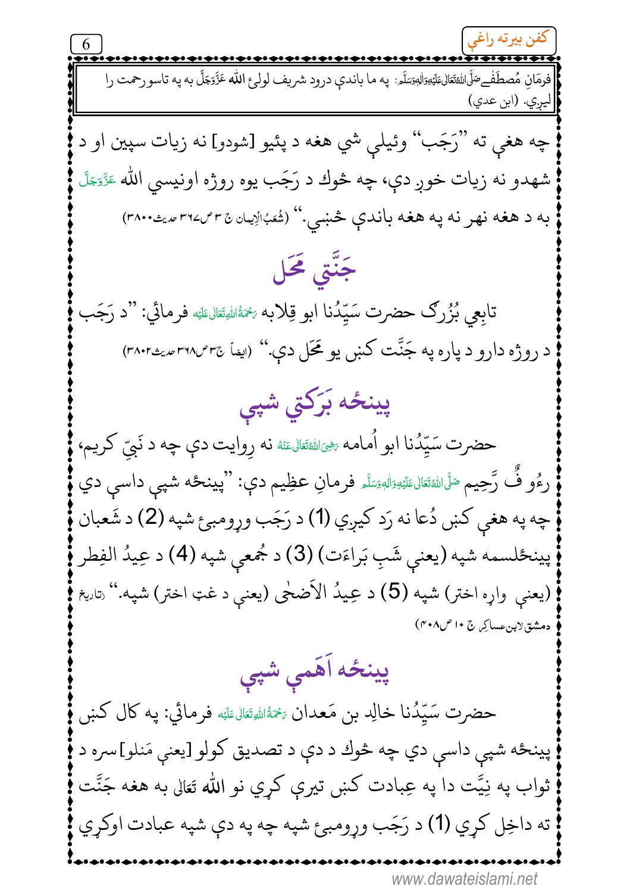فرمانِ مُصطَفےٰ صَلَّی اللّٰہُ تَعَالٰی عَلَیْہِ وَاٰلِہٖ وَسَلَّم: په ما باندې درود شريف لولئ الله عَزَّوَجَلَّ به په تاسو رحمت را ليږي. (ابن عدي)

چه هغې ته "رَجَب" وئيلې شي هغه د پئيو [شودو] نه زيات سپين او د شهدو نه زيات خوږ دې، چه څوك د رَجَب يوه روژه اونيسي الله عَزَّوَجَلَّ به د هغه نهر نه په هغه باندې څښبي." (شُعَبُ الْاِیمان ج ۳ ص۳۶۷ حدیث۳۸۰۰)

## جَنَّتي محَل

تابِعِي بُزُرګ حضرت سَيِّدُنا ابو قِلابه رَحْمَةُ اللهِ تَعَالٰی عَلَيْه فرمائي: "د رَجَب د روژه دارو د پاره په جَنَّت کښې يو مَحَل دې." (ايضاً ج۳ ص۳۶۸ حديث۳۸۰۲)

## پينځه بَرَکتي شپې

حضرت سَيِّدُنا ابو اُمامه رَضِیَ اللّٰہُ تَعَالٰی عَنْہ نه رِوايت دې چه د نَبِيِّ کريم، رءُوف رَّحِيم صَلَّی اللّٰہُ تَعَالٰی عَلَیْہِ وَاٰلِہٖ وَسَلَّم فرمانِ عظِيم دې: "پينځه شپې داسې دي چه په هغې کښې دُعا نه رَد کيږي (1) د رَجَب وړومبئ شپه (2) د شَعبان پينځلسمه شپه (يعني شَبِ بَراءَت) (3) د جُمعې شپه (4) د عِيدُ الفِطر (يعني واړه اختر) شپه (5) د عِيدُ الاَضحٰی (يعني د غټ اختر) شپه." (تاريخ دمشق لابن عساكِر ج ۱۰ ص۴۰۸)

## پينځه اَهَمې شپې

حضرت سَيِّدُنا خالِد بن مَعدان رَحْمَةُ اللهِ تَعَالٰی عَلَيْه فرمائي: په كال كښې پينځه شپې داسې دي چه څوك د دې د تصديق كولو [يعني مَنلو] سره د ثواب په نِيَّت دا په عِبادت كښې تيرې كړي نو الله تَعَالٰی به هغه جَنَّت ته داخِل كړي (1) د رَجَب وړومبئ شپه چه په دې شپه عبادت اوكړي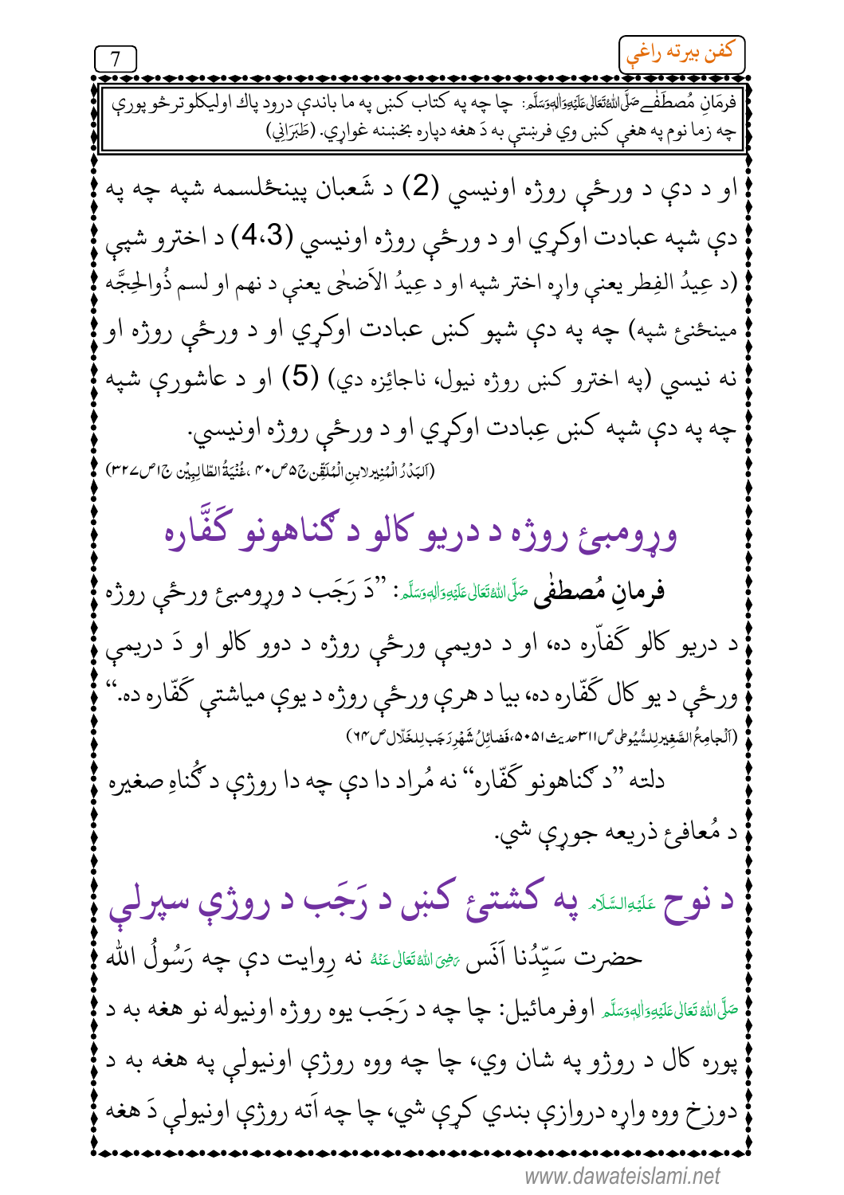فرمَانِ مُصطَفےٰ صَلَّی اللہُ تَعَالٰی عَلَیْہِ وَاٰلِہٖ وَسَلَّم: چا چه په کتاب کښې په ما باندې درودِ پاك اوليکلو ترڅو پورې چه زما نوم په هغې کښې وي فرښتې به دَ هغه دپاره بخښنه غواړي. (طَبَرَانِي)

او د دې د ورځې روژه اونيسي (2) د شَعبان پينځلسمه شپه چه په دې شپه عبادت اوکړي او د ورځې روژه اونيسي (3،4) د اخترو شپې (د عِيدُ الفِطر يعنې واړه اختر شپه او د عِيدُ الاَضحٰى يعنې د نهم او لسم ذُوالحِجَّه مينځنۍ شپه) چه په دې شپو کښې عبادت اوکړي او د ورځې روژه او نه نيسي (په اخترو کښې روژه نيول، ناجائِزه دي) (5) او د عاشورې شپه چه په دې شپه کښې عِبادت اوکړي او د ورځې روژه اونيسي.

(اَلبَدْرُ الْمُنِيرلابنِ الْمُلَقِّن ج۵ ص۴۰ ،غُنْيَةُ الطّالِبِين ج۱ص۳۲۷)

## وړومبۍ روژه د دريو کالو د ګناهونو کَفَّاره

**فرمانِ مُصطفٰی** صَلَّی اللہُ تَعَالٰی عَلَیْہِ وَاٰلِہٖ وَسَلَّم: "دَ رَجَب د وړومبۍ ورځې روژه د دريو کالو کَفاّره ده، او د دويمې ورځې روژه د دوو کالو او دَ دريمې ورځې د يو کال کَفّاره ده، بيا د هرې ورځې روژه د يوې مياشتې کَفّاره ده."

(اَلْجامِعُ الصَّغِيرلِلسُّيُوطی ص۳۱۱حديث۵۰۵۱،فَضائِلُ شَهْرِ رَجَب لِلخَلّال ص۶۳)

دلته "د ګناهونو کَفّاره" نه مُراد دا دې چه دا روژې د ګُناهِ صغيره د مُعافۍ ذريعه جوړې شي.

## د نوح عَلَیْہِ السَّلَام په کشتۍ کښې د رَجَب د روژې سپرلي

حضرت سَيِّدُنا اَنَس رَضِیَ اللہُ تَعَالٰی عَنْہُ نه رِوايت دې چه رَسُولُ الله صَلَّی اللہُ تَعَالٰی عَلَیْہِ وَاٰلِہٖ وَسَلَّم اوفرمائيل: چا چه د رَجَب يوه روژه اونيوله نو هغه به د پوره کال د روژو په شان وي، چا چه ووه روژې اونيولې په هغه به د دوزخ ووه واړه دروازې بندې کړې شي، چا چه اَته روژې اونيولې دَ هغه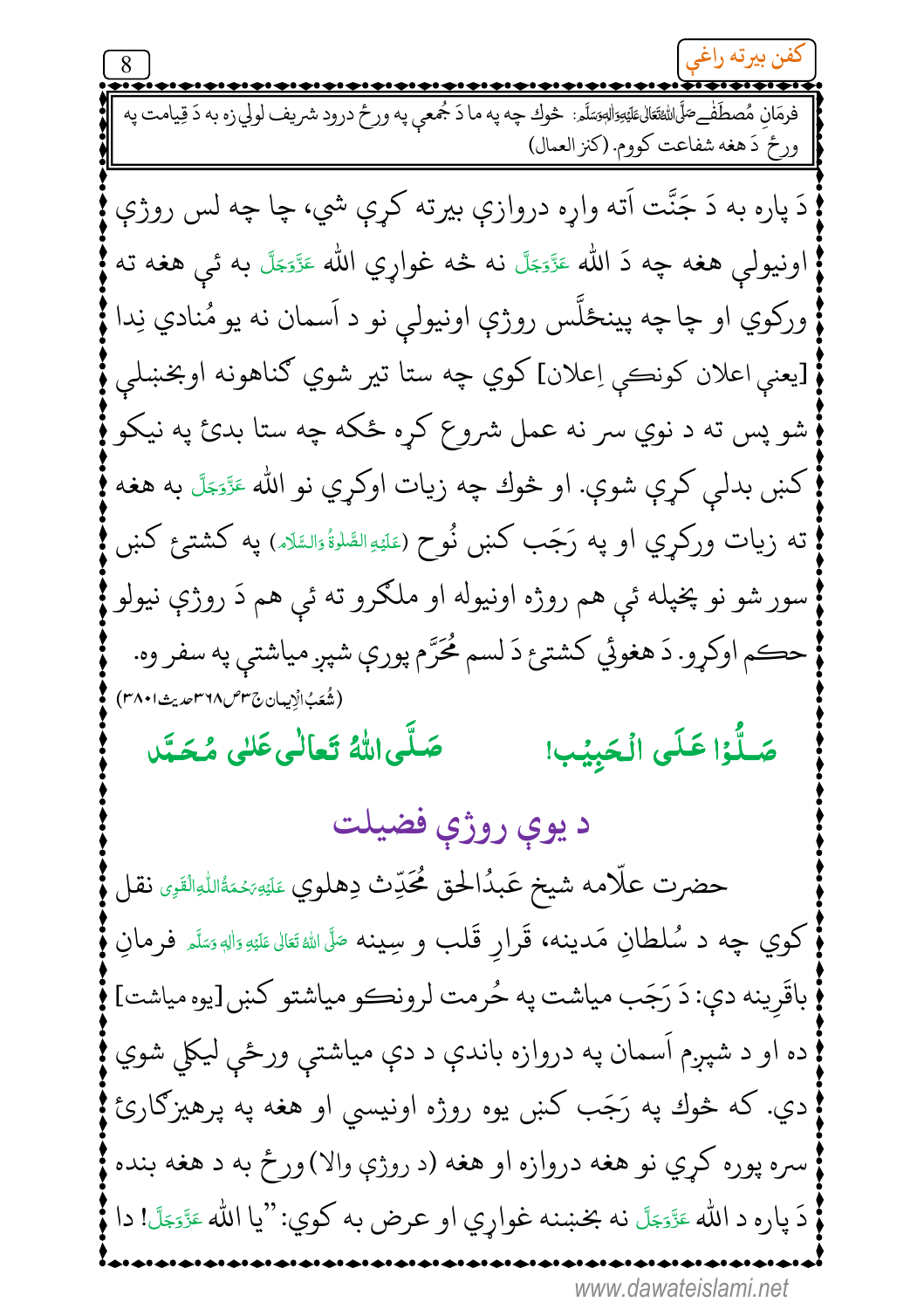فرمانِ مُصطَفٰےصَلَّی اللّٰہُ تَعَالٰی عَلَیْہِ وَاٰلِہٖ وَسَلَّم: خوك چه په ما دَ جُمعې په ورځ درود شريف لولي زه به دَ قِيامت په ورځ دَ هغه شفاعت كووم. (كنز العمال)

دَ پاره به دَ جَنَّت اَته واړه دروازې بيرته كړې شي، چا چه لس روژې اونيولې هغه چه دَ الله عَزَّوَجَلَّ نه څه غواړي الله عَزَّوَجَلَّ به ئې هغه ته وركوي او چا چه پينځلَس روژې اونيولې نو د اَسمان نه يو مُنادي نِدا [يعنې اعلان كونكې اِعلان] كوي چه ستا تير شوي ګناهونه اوبخښلې شو پس ته د نوي سر نه عمل شروع كړه ځكه چه ستا بدئ په نيكو كښې بدلې كړې شوې. او څوك چه زيات اوكړي نو الله عَزَّوَجَلَّ به هغه ته زيات وركړي او په رَجَب كښې نُوح (عَلَيْهِ الصَّلٰوةُ وَالسَّلَام) په كشتئ كښې سور شو نو پخپله ئې هم روژه اونيوله او ملګرو ته ئې هم دَ روژې نيولو حكم اوكړو. دَ هغوئې كشتئ دَ لسم مُحَرَّم پورې شپږ مياشتې په سفر وه.

(شُعَبُ الْاِيمان ج۳ص۳۶۸حديث۳۸۰۱)

صَلُّوْا عَلَى الْحَبِيْب! صَلَّى اللّٰهُ تَعَالٰى عَلٰى مُحَمَّد

## د يوې روژې فضيلت

حضرت علّامه شيخ عَبدُالحق مُحَدِّث دِهلوي عَلَيْهِ رَحْمَةُ اللّٰهِ الْقَوِي نقل كوي چه د سُلطانِ مَدينه، قَرارِ قَلب و سِينه صَلَّى اللّٰهُ تَعَالٰى عَلَيْهِ وَاٰلِهٖ وَسَلَّم فرمانِ باقَرِينه دې: دَ رَجَب مياشت په حُرمت لرونكو مياشتو كښې [يوه مياشت] ده او د شپږم اَسمان په دروازه باندې د دې مياشتې ورځې ليكلې شوي دي. كه څوك په رَجَب كښې يوه روژه اونيسي او هغه په پرهيزګارئ سره پوره كړي نو هغه دروازه او هغه (د روژې والا) ورځ به د هغه بنده دَ پاره د الله عَزَّوَجَلَّ نه بخښنه غواړي او عرض به كوي: "يا الله عَزَّوَجَلَّ! دا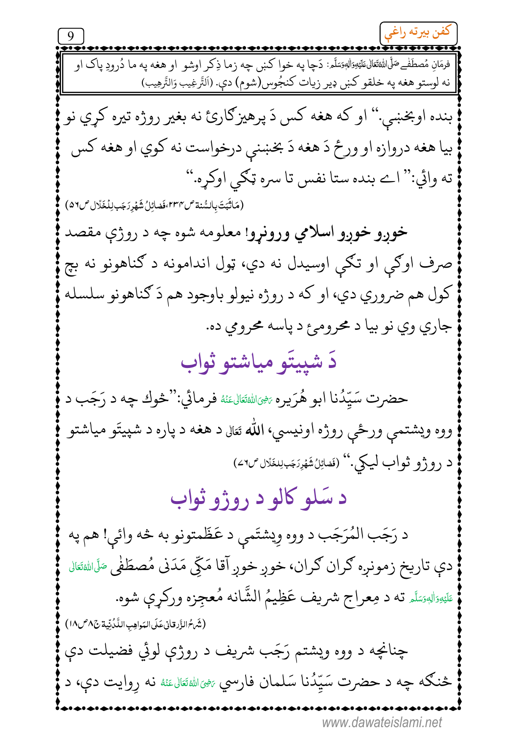فرمانِ مُصطَفےٰ صَلَّی اللّٰہُ تَعَالٰی عَلَیْہِ وَاٰلِہٖ وَسَلَّم: دَچا په خوا كښې چه زما ذِكر اوشو او هغه په ما دُرودِ پاك او نه لوستو هغه په خلقو كښې ډير زيات كنجُوس(شوم) دې. (اَلتَّرغِيب وَالتَّرهِيب)

بنده اوبخښي." او كه هغه كس دَ پرهيزګارئ نه بغير روژه تيره كړي نو بيا هغه دروازه او ورځ دَ هغه دَ بخښنې درخواست نه كوي او هغه كس ته وائي:" اے بنده ستا نفس تا سره تګي اوكړه."

(مَاثَبَتَ بِالسُّنة ص ۲۳۴، فَضائِلُ شَهْرِرَجَب لِلْخَلّال ص ۵۶)

**خوږو خوږو اسلامي ورونړو!** معلومه شوه چه د روژې مقصد صرف اوګې او تګې اوسيدل نه دي، ټول اندامونه د ګناهونو نه بچ كول هم ضروري دي، او كه د روژه نيولو باوجود هم دَ ګناهونو سلسله جاري وي نو بيا د محرومئ د پاسه محرومي ده.

## دَ شپيتَو مياشتو ثواب

حضرت سَيِّدُنا ابو هُرَيره رَضِیَ اللّٰہُ تَعَالٰی عَنْهُ فرمائي:"څوك چه د رَجَب د ووه ويشتمې ورځې روژه اونيسي، اللّٰه تَعَالٰی د هغه د پاره د شپيتَو مياشتو د روژو ثواب ليكي." (فَضائِلُ شَهْرِرَجَب لِلْخَلّال ص ۶۷)

## د سَلو كالو د روژو ثواب

د رَجَب المُرَجَّب د ووه وِيشتَمې د عَظَمتونو به څه وائي! هم په دې تاريخ زمونږه ګران ګران، خوږ خوږ آقا مَكّي مَدَنی مُصطَفٰی صَلَّی اللّٰہُ تَعَالٰی عَلَیْہِ وَاٰلِہٖ وَسَلَّم ته د مِعراج شريف عَظِيمُ الشَّانه مُعجِزه وركړې شوه.

(شَرحُ الزَّرقانی عَلَی المَواهِبِ اللَّدُنِّية ج ۸ ص ۱۸)

چنانچه د ووه ويشتم رَجَب شريف د روژې لوئي فضيلت دې څنګه چه د حضرت سَيِّدُنا سَلمان فارسي رَضِیَ اللّٰہُ تَعَالٰی عَنْهُ نه رِوايت دې، د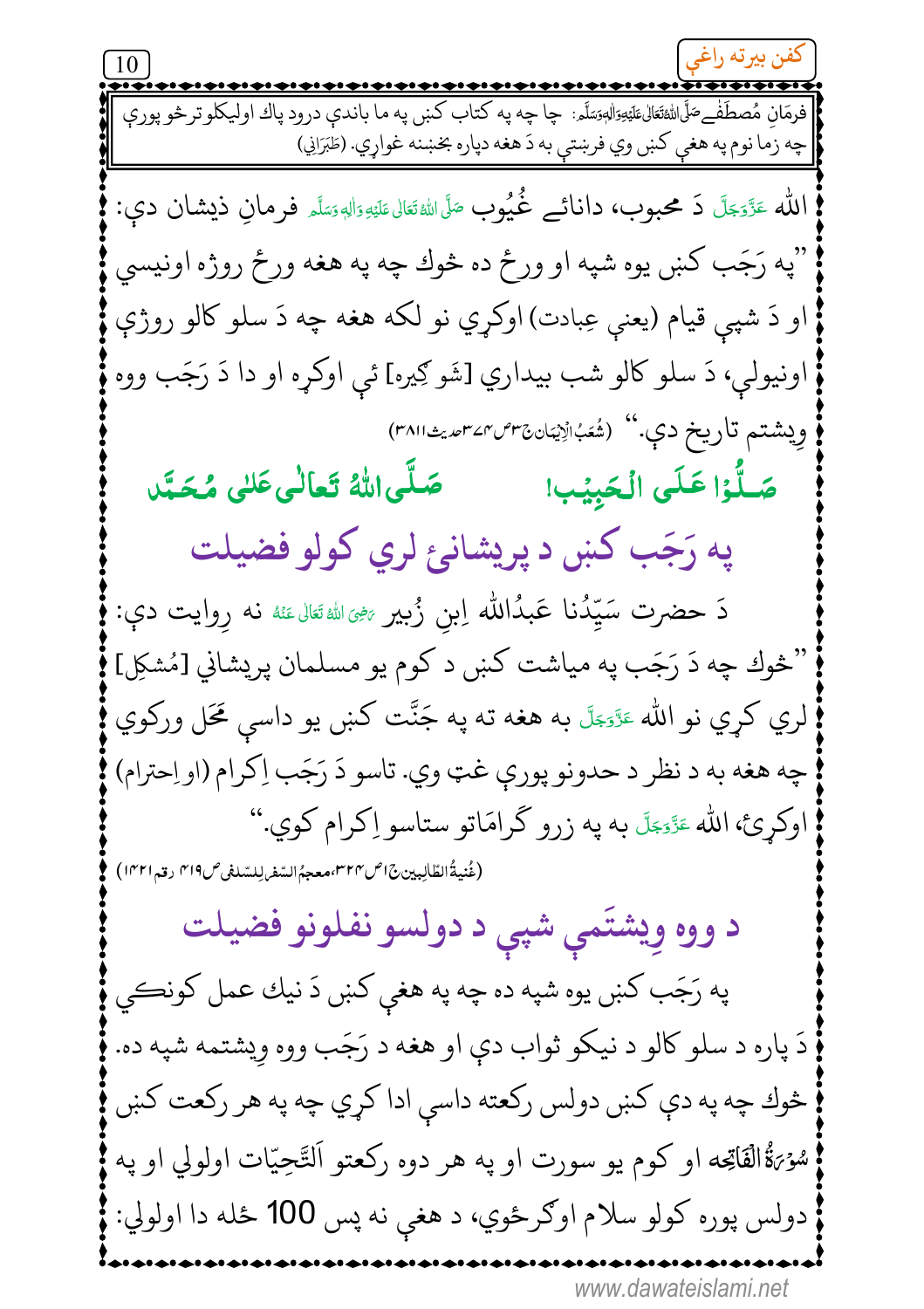فرمَانِ مُصطَفٰےصَلَّی اللّٰہُ تَعَالٰی عَلَیْہِ وَاٰلِہٖ وَسَلَّم: چا چه په كتاب كښې په ما باندې درود پاك اوليكلوترڅو پورې چه زما نوم په هغې كښې وي فرښتې به دَ هغه دپاره بخښنه غواړي. (طَبَرَانِي)

اللّٰه عَزَّوَجَلَّ دَ محبوب، دانائے غُیُوب صَلَّی اللّٰہُ تَعَالٰی عَلَیْہِ وَاٰلِہٖ وَسَلَّم فرمانِ ذيشان دې: "په رَجَب كښې يوه شپه او ورځ ده څوك چه په هغه ورځ روژه اونيسي او دَ شپې قيام (يعني عِبادت) اوكړي نو لكه هغه چه دَ سلو كالو روژې اونيولې، دَ سلو كالو شب بيداري [شَو كِيره] ئې اوكړه او دا دَ رَجَب ووه وِيشتم تاريخ دې." (شُعَبُ الْاِيمَان ج۳ ص۳۷۴ حديث ۳۸۱۱)

صَلُّوْا عَلَى الْحَبِيْب! صَلَّى اللّٰهُ تَعَالٰى عَلٰى مُحَمَّد

## په رَجَب كښې د پريشانئ لرې كولو فضيلت

دَ حضرت سَيِّدُنا عَبدُاللّٰه اِبنِ زُبير رَضِيَ اللّٰہُ تَعَالٰی عَنْہُ نه رِوايت دې: "څوك چه دَ رَجَب په مياشت كښې د كوم يو مسلمان پريشاني [مُشكِل] لرې كړي نو اللّٰه عَزَّوَجَلَّ به هغه ته په جَنَّت كښې يو داسې مَحَل وركوي چه هغه به د نظر د حدونو پورې غټ وي. تاسو دَ رَجَب اِكرام (او اِحترام) اوكړئ، اللّٰه عَزَّوَجَلَّ به په زرو گرامَاتو ستاسو اِكرام كوي."

(غُنيةُ الطّالِبين ج۱ ص۳۲۴، معجمُ السّفرلِلسّلفی ص۴۱۹ رقم ۱۴۲۱)

## د ووه وِيشتَمې شپې د دولسو نفلونو فضيلت

په رَجَب كښې يوه شپه ده چه په هغې كښې دَ نيك عمل كونكي دَ پاره د سلو كالو د نيكو ثواب دې او هغه د رَجَب ووه وِيشتمه شپه ده. څوك چه په دې كښې دولس ركعته داسې ادا كړي چه په هر ركعت كښې سُوْرَةُ الْفَاتِحَه او كوم يو سورت او په هر دوه ركعتو اَلتَّحِيّات اولولي او په دولس پوره كولو سلام اوگرځوي، د هغې نه پس 100 ځله دا اولولي: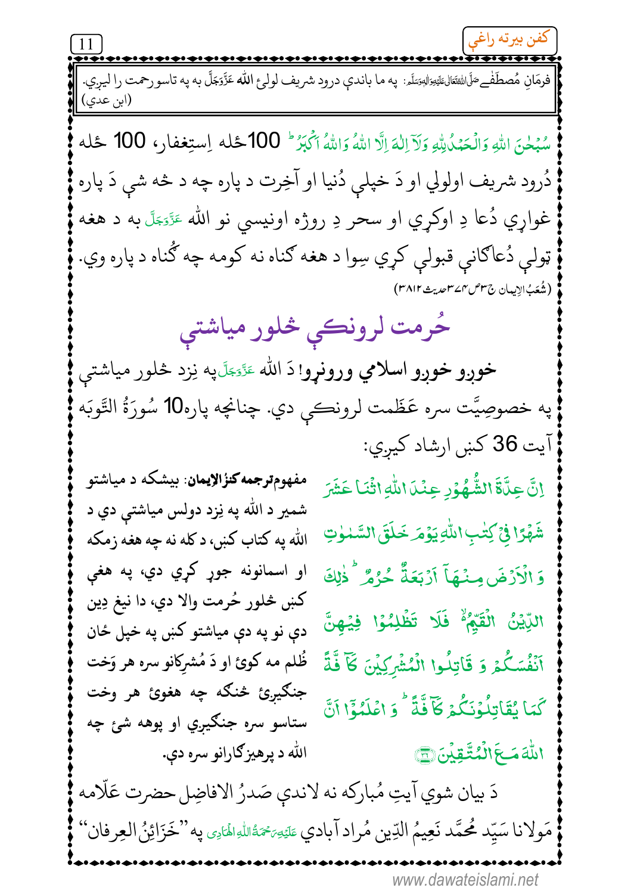فرمَانِ مُصطَفےٰ صَلَّی اللّٰہُ تَعَالٰی عَلَیْہِ وَاٰلِہٖ وَسَلَّم: په ما باندې درود شريف لولئ الله عَزَّوَجَلَّ به په تاسو رحمت را ليږي. (ابن عدي)

سُبْحٰنَ اللّٰهِ وَالْحَمْدُ لِلّٰهِ وَلَآ اِلٰهَ اِلَّا اللّٰهُ وَاللّٰهُ اَكْبَرُ 100ځله اِستِغفار، 100 ځله دُرود شريف اولولي او دَ خپلې دُنيا او آخِرت د پاره چه د څه شي دَ پاره غوارې دُعا دِ اوکړي او سحر دِ روژه اونيسي نو الله عَزَّوَجَلَّ به د هغه ټولې دُعاګانې قبولې کړي سِوا د هغه ګناه نه کومه چه ګناه د پاره وي.

(شُعَبُ الإيمان ج۳ص۳۷۴حديث۳۸۱۲)

## حُرمت لرونکې څلور مياشتې

**خوږو خوږو اسلامي ورونړو!** دَ الله عَزَّوَجَلَّ په نِزد څلور مياشتې په خصوصِيَّت سره عَظَمت لرونکې دي. چنانچه پاره 10 سُورَةُ التَّوبَه آيت 36 کښې ارشاد کيږي:

اِنَّ عِدَّةَ الشُّهُوْرِ عِنْدَ اللّٰهِ اثْنَا عَشَرَ شَهْرًا فِيْ كِتٰبِ اللّٰهِ يَوْمَ خَلَقَ السَّمٰوٰتِ وَ الْاَرْضَ مِنْهَآ اَرْبَعَةٌ حُرُمٌ ؕ ذٰلِكَ الدِّيْنُ الْقَيِّمُ ۙ۬ فَلَا تَظْلِمُوْا فِيْهِنَّ اَنْفُسَكُمْ وَ قَاتِلُوا الْمُشْرِكِيْنَ كَآفَّةً كَمَا يُقَاتِلُوْنَكُمْ كَآفَّةً ؕ وَ اعْلَمُوْٓا اَنَّ اللّٰهَ مَعَ الْمُتَّقِيْنَ ﴿۳۶﴾

**مفهوم ترجمه کنزُالإيمان:** بيشکه د مياشتو شمير د الله په نِزد دولس مياشتې دي د الله په کتاب کښې، د کله نه چه هغه زمکه او اسمانونه جوړ کړي دي، په هغې کښې څلور حُرمت والا دي، دا نيغ دِين دي نو په دې مياشتو کښې په خپل ځان ظُلم مه کوئ او دَ مُشرِکانو سره هر وَخت جنګيږئ څنګه چه هغوئ هر وخت ستاسو سره جنګيږي او پوهه شئ چه الله د پرهيزګارانو سره دې.

دَ بيان شوي آيتِ مُبارکه نه لاندې صَدرُ الافاضِل حضرت عَلّامه مَولانا سَيِّد مُحَمَّد نَعِيمُ الدِّين مُراد آبادي عَلَيْهِ رَحْمَةُ اللهِ الهَادِي په "خَزَائِنُ العِرفان"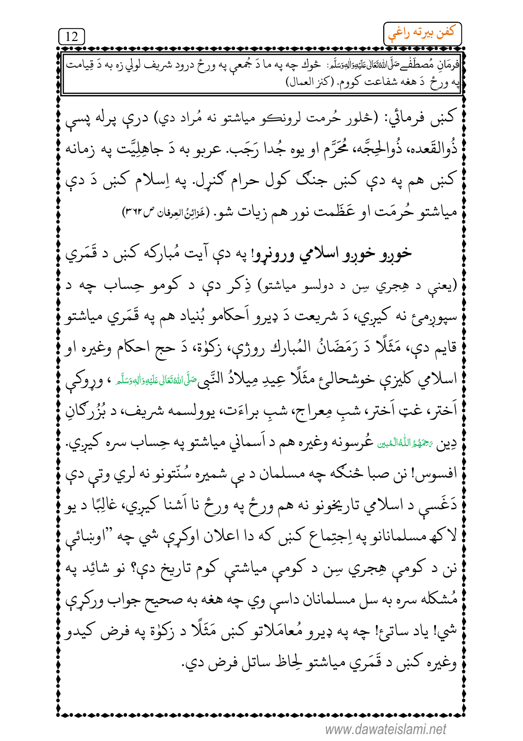فرمَانِ مُصطَفٰےصَلَّى اللّٰهُ تَعَالٰى عَلَيْهِ وَاٰلِهٖ وَسَلَّم: څوك چه په ما دَ جُمعې په ورځ درود شريف لولي زه به دَ قِيامت په ورځ دَ هغه شفاعت كووم. (كنز العمال)

كښې فرمائي: (څلور حُرمت لرونكو مياشتو نه مُراد دي) درې پرله پسې ذُوالقَعده، ذُوالحِجَّه، مُحَرَّم او يوه جُدا رَجَب. عربو به دَ جاهِلِيَّت په زمانه كښې هم په دې كښې جنګ كول حرام ګڼرل. په اِسلام كښې دَ دې مياشتو حُرمَت او عَظَمت نور هم زيات شو. (خَزائِنُ العِرفان ص ٣٦٢)

**خوږو خوږو اسلامي ورونړو!** په دې آيت مُباركه كښې د قَمَري (يعنې د هِجري سِن د دولسو مياشتو) ذِكر دې د كومو حِساب چه د سپوږمۍ نه كيږي، دَ شريعت دَ ډيرو اَحكامو بُنياد هم په قَمَري مياشتو قايم دې، مَثَلًا دَ رَمَضَانُ المُبارك روژې، زكوٰة، دَ حج احكام وغيره او اسلامي كليزې خوشحالۍ مثَلًا عِيدِ مِيلادُ النَّبِيصَلَّى اللّٰهُ تَعَالٰى عَلَيْهِ وَاٰلِهٖ وَسَلَّم ، ووړكې اَختر، غټ اَختر، شبِ مِعراج، شبِ براءَت، يوولسمه شريف، د بُزُرګانِ دِين رَحِمَهُمُ اللّٰهُ الْمُبِين عُرسونه وغيره هم د اَسماني مياشتو په حِساب سره كيږي. افسوس! نن صبا څنګه چه مسلمان د بې شميره سُنّتونو نه لرې وتې دې دَغَسې د اسلامي تاريخونو نه هم ورځ په ورځ نا اَشنا كيږي، غالِبًا د يو لاكھ مسلمانانو په اِجتِماع كښې كه دا اعلان اوكړې شي چه "اوښائې نن د كومې هِجري سِن د كومې مياشتې كوم تاريخ دې؟ نو شائِد په مُشكله سره به سل مسلمانان داسې وي چه هغه به صحيح جواب وركړې شي! ياد ساتئ! چه په ډيرو مُعامَلاتو كښې مَثَلًا د زكوٰة په فرض كيدو وغيره كښې د قَمَري مياشتو لِحاظ ساتل فرض دي.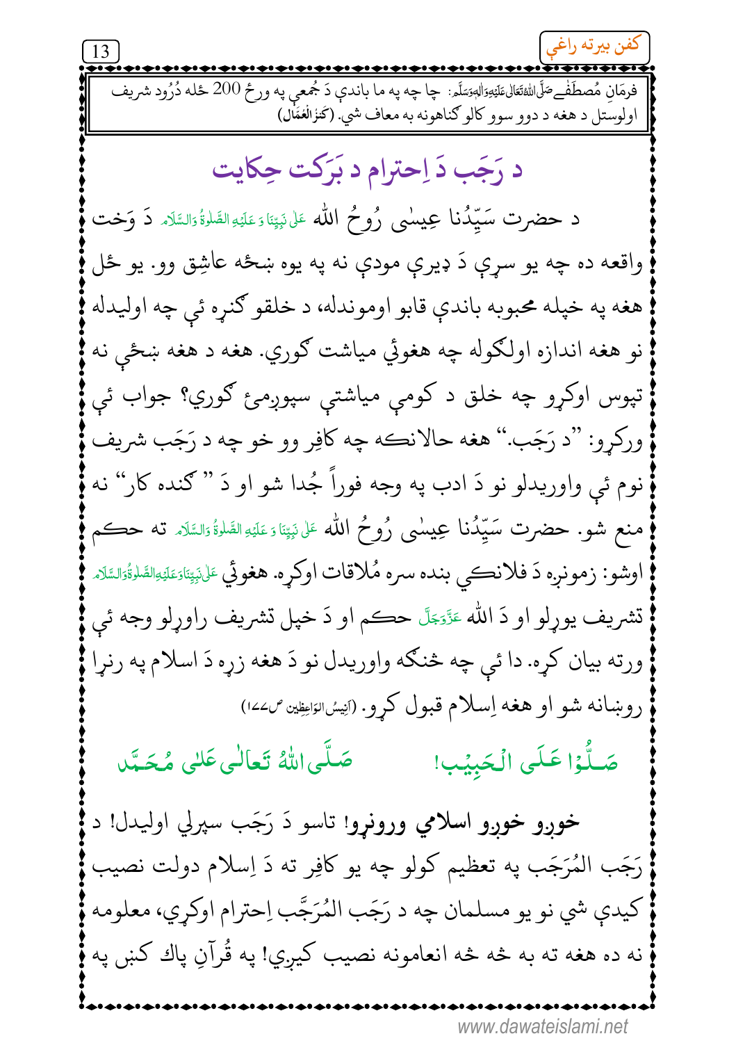فرمَانِ مُصطَفٰےصَلَّی اللہُ تَعَالٰی عَلَیْہِ وَاٰلِہٖ وَسَلَّم: چا چه په ما باندې دَ جُمعې په ورځ 200 ځله دُرُود شریف اولوستل د هغه د دوو سوو کالو ګناهونه به معاف شي. (کَنزُالعُمّال)

## د رَجَب دَ اِحترام د بَرَکت حِکایت

د حضرت سَیِّدُنا عِیسٰی رُوحُ الله عَلٰی نَبِیِّنَا وَ عَلَیْہِ الصَّلوٰۃُ وَالسَّلَام دَ وَخت واقعه ده چه یو سړې دَ ډیرې مودې نه په یوه ښځه عاشِق وو. یو ځل هغه په خپله محبوبه باندې قابو اوموندله، د خلقو ګڼړه ئې چه اولیدله نو هغه اندازه اولګوله چه هغوئې میاشت ګوري. هغه د هغه ښځې نه تپوس اوکړو چه خلق د کومې میاشتې سپوږمۍ ګوري؟ جواب ئې ورکړو: "د رَجَب." هغه حالانکه چه کافِر وو خو چه د رَجَب شریف نوم ئې واوریدلو نو دَ ادب په وجه فوراً جُدا شو او دَ "ګنده کار" نه منع شو. حضرت سَیِّدُنا عِیسٰی رُوحُ الله عَلٰی نَبِیِّنَا وَ عَلَیْہِ الصَّلوٰۃُ وَالسَّلَام ته حکم اوشو: زمونږه دَ فلانکي بنده سره مُلاقات اوکړه. هغوئې عَلٰی نَبِیِّنَا وَعَلَیْہِ الصَّلوٰۃُ وَالسَّلَام تشریف یوړلو او دَ الله عَزَّوَجَلَّ حکم او دَ خپل تشریف راوړلو وجه ئې ورته بیان کړه. دا ئې چه ځنګه واوریدل نو دَ هغه زړه دَ اسلام په رڼړا روښانه شو او هغه اِسلام قبول کړو. (اَنِیسُ الوَاعِظِین ص۱۷۷)

صَلُّوْا عَلَی الْحَبِیْب! صَلَّی اللہُ تَعَالٰی عَلٰی مُحَمَّد

**خوږو خوږو اسلامي ورونړو!** تاسو دَ رَجَب سپرلي اولیدل! د رَجَب المُرَجَب په تعظیم کولو چه یو کافِر ته دَ اِسلام دولت نصیب کیدې شي نو یو مسلمان چه د رَجَب المُرَجَّب اِحترام اوکړي، معلومه نه ده هغه ته به څه څه انعامونه نصیب کیږي! په قُرآنِ پاك کښې په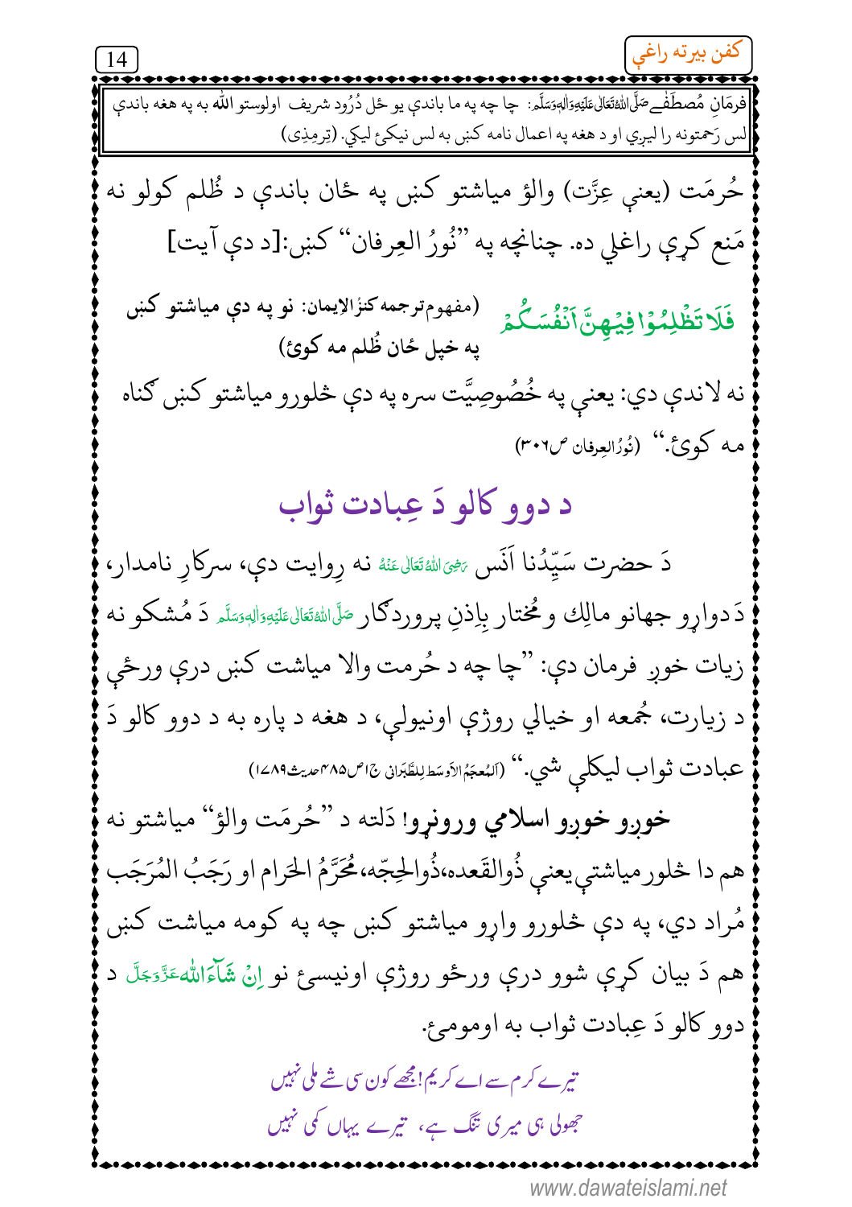فرمَانِ مُصطَفٰےصَلَّی اللّٰہُ تَعَالٰی عَلَیْہِ وَاٰلِہٖ وَسَلَّم: چا چه په ما باندې يو ځل دُرُود شريف اولوستو اللّٰه به په هغه باندې لس رَحمتونه را ليږي او د هغه په اعمال نامه کښې به لس نيکئ ليکي. (تِرمِذِی)

حُرمَت (يعني عِزَّت) والؤ مياشتو کښې په ځان باندې د ظُلم کولو نه مَنع کړې راغلې ده. چنانچه په "نُورُ العِرفان" کښې:[د دې آيت]

فَلَا تَظْلِمُوْا فِيْهِنَّ اَنْفُسَكُمْ (مفهوم ترجمه کنزُالاِيمان: نو په دې مياشتو کښې په خپل ځان ظُلم مه کوئ)

نه لاندې دي: يعني په خُصُوصِيَّت سره په دې څلورو مياشتو کښې ګناه مه کوئ." (نُورُالعِرفان ص۳۰۶)

## د دوو کالو دَ عِبادت ثواب

دَ حضرت سَيِّدُنا اَنَس رَضِیَ اللّٰہُ تَعَالٰی عَنْہُ نه رِوايت دې، سرکارِ نامدار، دَدوارو جهانو مالِك و مُختار بِاِذنِ پروردګار صَلَّی اللّٰہُ تَعَالٰی عَلَیْہِ وَاٰلِہٖ وَسَلَّم دَ مُشکو نه زيات خوږ فرمان دې: "چا چه د حُرمت والا مياشت کښې درې ورځې د زيارت، جُمعه او خيالي روژې اونيولې، د هغه د پاره به د دوو کالو دَ عبادت ثواب ليکلې شي." (اَلمُعجَمُ الاَوسَط لِلطَّبَرانی ج۱ص۴۸۵حديث۱۷۸۹)

**خوږو خوږو اسلامي ورونړو!** دَلته د "حُرمَت والؤ" مياشتو نه هم دا څلور مياشتې يعني ذُوالقَعده، ذُوالحِجّه، مُحَرَّمُ الحَرام او رَجَبُ المُرَجَب مُراد دي، په دې څلورو واړو مياشتو کښې چه په کومه مياشت کښې هم دَ بيان کړې شوو درې ورځو روژې اونيسئ نو اِنْ شَآءَاللّٰه عَزَّوَجَلَّ د دوو کالو دَ عِبادت ثواب به اوموموئ.

تیرے کرم سے اے کریم! مجھے کون سی شے ملی نہیں
جھولی ہی میری تنگ ہے، تیرے یہاں کمی نہیں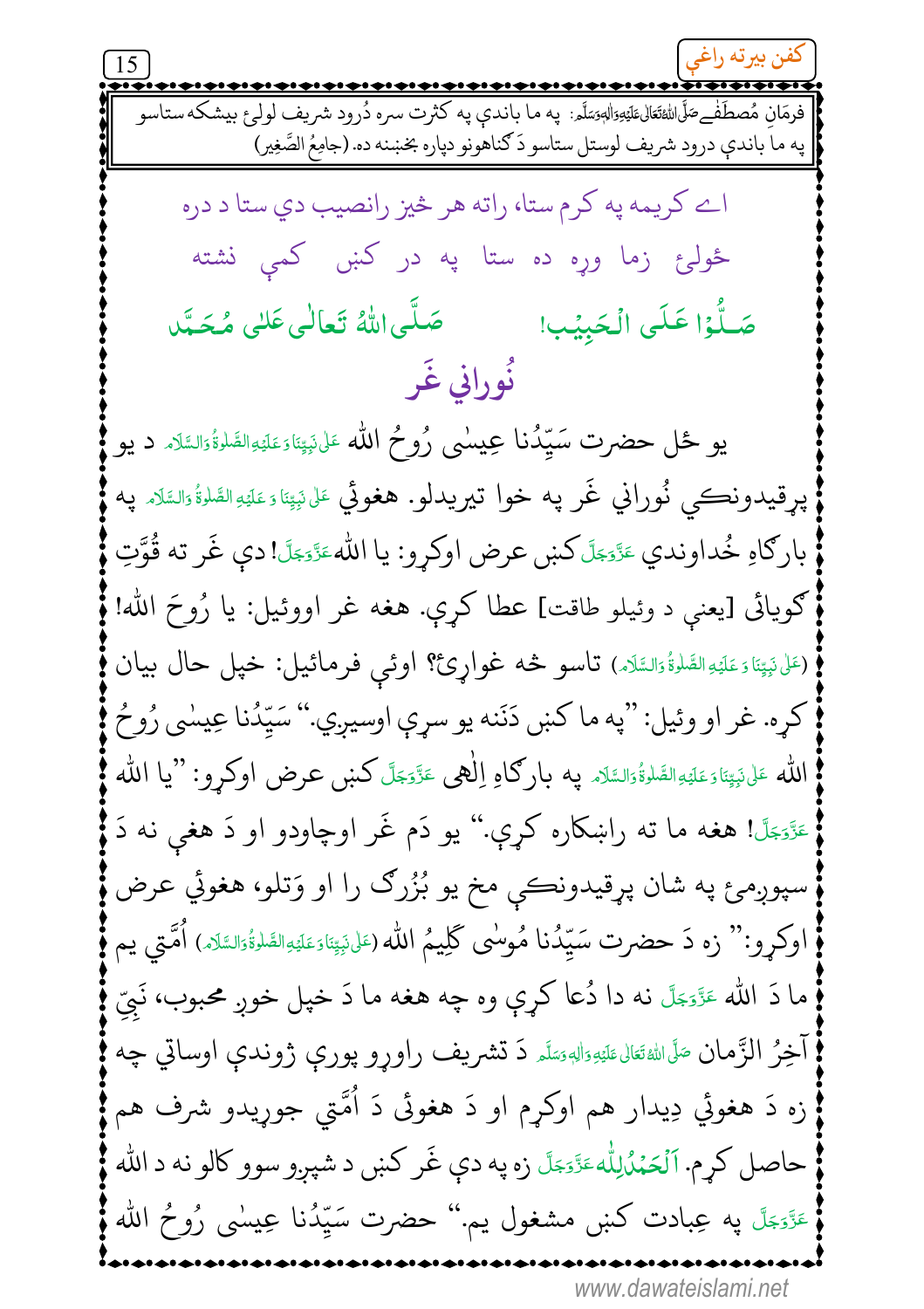فرمَانِ مُصطَفٰےصَلَّی اللّٰہُ تَعَالٰی عَلَیْہِ وَاٰلِہٖ وَسَلَّم: په ما باندې په کثرت سره دُرود شريف لولئ بيشکه ستاسو په ما باندې درود شريف لوستل ستاسو دَ ګناهونو دپاره بخښنه ده. (جامِعُ الصَّغِير)

اے کريمه په کرم ستا، راته هر څيز رانصيب دې ستا د دره

څولئ زما وړه ده ستا په در کښې کمې نشته

صَلُّوْا عَلَی الْحَبِیْب! صَلَّی اللّٰہُ تَعَالٰی عَلٰی مُحَمَّد

## نُوراني غَر

يو ځل حضرت سَیِّدُنا عِیسٰی رُوحُ الله عَلٰی نَبِیِّنَا وَعَلَیْہِ الصَّلٰوۃُ وَالسَّلَام د يو پرقيدونکي نُوراني غَر په خوا تيريدلو. هغوئي عَلٰی نَبِیِّنَا وَعَلَیْہِ الصَّلٰوۃُ وَالسَّلَام په بارګاهِ خُداوندي عَزَّوَجَلَّ کښې عرض اوکړو: يا اللهعَزَّوَجَلَّ! دې غَر ته قُوَّتِ ګويائی [يعنې د وئيلو طاقت] عطا کړې. هغه غر اووئيل: يا رُوحَ الله! (عَلٰی نَبِیِّنَا وَعَلَیْہِ الصَّلٰوۃُ وَالسَّلَام) تاسو څه غواړئ؟ اوئې فرمائيل: خپل حال بيان کړه. غر او وئيل: "په ما کښې دَنَنه يو سړې اوسيږي." سَیِّدُنا عِیسٰی رُوحُ الله عَلٰی نَبِیِّنَا وَعَلَیْہِ الصَّلٰوۃُ وَالسَّلَام په بارګاهِ اِلٰهی عَزَّوَجَلَّ کښې عرض اوکړو: "يا الله عَزَّوَجَلَّ! هغه ما ته راښکاره کړې." يو دَم غَر اوچاودو او دَ هغې نه دَ سپوږمئ په شان پرقيدونکي مخ يو بُزُرګ را او وَتلو، هغوئي عرض اوکړو:" زه دَ حضرت سَیِّدُنا مُوسٰی کَلِیمُ الله (عَلٰی نَبِیِّنَا وَعَلَیْہِ الصَّلٰوۃُ وَالسَّلَام) اُمَّتي يم ما دَ الله عَزَّوَجَلَّ نه دا دُعا کړې وه چې هغه ما دَ خپل خوږ محبوب، نَبِيِّ آخِرُ الزَّمان صَلَّی اللّٰہُ تَعَالٰی عَلَیْہِ وَاٰلِہٖ وَسَلَّم دَ تشريف راوړو پورې ژوندې اوساتي چې زه دَ هغوئي دِيدار هم اوکړم او دَ هغوئ دَ اُمَّتي جوړيدو شرف هم حاصل کړم. اَلْحَمْدُلِلّٰه عَزَّوَجَلَّ زه په دې غَر کښې د شپږو سوو کالو نه د الله عَزَّوَجَلَّ په عِبادت کښې مشغول يم." حضرت سَیِّدُنا عِیسٰی رُوحُ الله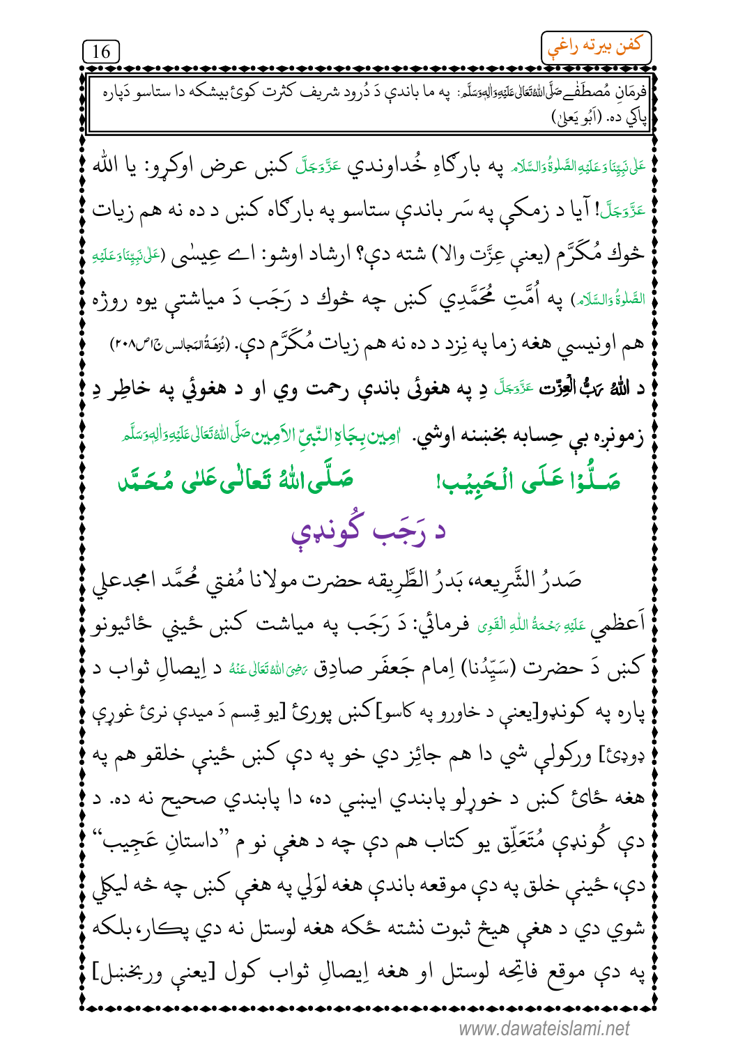فرمانِ مُصطَفٰےصَلَّی اللّٰہُ تَعَالٰی عَلَیْہِ وَاٰلِہٖ وَسَلَّم: په ما باندې دَ دُرود شريف كثرت كوئ بيشكه دا ستاسو دَپاره پاكي ده. (اَبُو يَعلیٰ)

عَلٰی نَبِیِّنَا وَعَلَیْہِ الصَّلٰوۃُ وَالسَّلَام په بارګاهِ خُداوندي عَزَّوَجَلَّ كښې عرض اوكړو: يا الله عَزَّوَجَلَّ! آيا د زمكې په سَر باندې ستاسو په بارګاه كښې د ده نه هم زيات څوك مُكَرَّم (يعني عِزَّت والا) شته دې؟ ارشاد اوشو: اے عِيسٰی (عَلٰی نَبِیِّنَا وَعَلَیْہِ الصَّلٰوۃُ وَالسَّلَام) په اُمَّتِ مُحَمَّدِي كښې چه څوك د رَجَب دَ مياشتې يوه روژه هم اونيسي هغه زما په نِزد د ده نه هم زيات مُكَرَّم دې. (نُزهَۃُ المَجالس ج۱ص۲۰۸)

**د اللهُ رَبُّ الْعِزَّت عَزَّوَجَلَّ دِ په هغوئی باندې رحمت وي او د هغوئي په خاطِر دِ زمونږه بې حِسابه بخښنه اوشي.** اٰمِین بِجَاہِ النَّبِیِّ الْاَمِین صَلَّی اللّٰہُ تَعَالٰی عَلَیْہِ وَاٰلِہٖ وَسَلَّم

صَلُّوْا عَلَی الْحَبِیْب! صَلَّی اللّٰہُ تَعَالٰی عَلٰی مُحَمَّد

## د رَجَب كُونډې

صَدرُ الشَّرِيعه، بَدرُ الطَّرِيقه حضرت مولانا مُفتي مُحَمَّد امجدعلي اَعظمي عَلَیْہِ رَحْمَۃُ اللّٰہِ الْقَوِی فرمائي: دَ رَجَب په مياشت كښې ځينې ځائيونو كښې دَ حضرت (سَيِّدُنا) اِمام جَعفَر صادِق رَضِیَ اللّٰہُ تَعَالٰی عَنْہُ د اِيصالِ ثواب د پاره په كونډو[يعني د خاورو په كاسو]كښې پورئ [يو قِسم دَ ميدې نرئ غوړې ډوډئ] وركولې شي دا هم جائِز دې خو په دې كښې ځينې خلقو هم په هغه ځائ كښې د خوړلو پابندي اېښې ده، دا پابندي صحيح نه ده. د دې كُونډې مُتَعَلِّق يو كتاب هم دې چه د هغې نوم "داستانِ عَجِيب" دې، ځينې خلق په دې موقعه باندې هغه لوَلي په هغې كښې چه څه ليكلي شوي دي د هغې هيڅ ثبوت نشته ځكه هغه لوستل نه دي پكار، بلكه په دې موقع فاتِحه لوستل او هغه اِيصالِ ثواب كول [يعني وربخښل]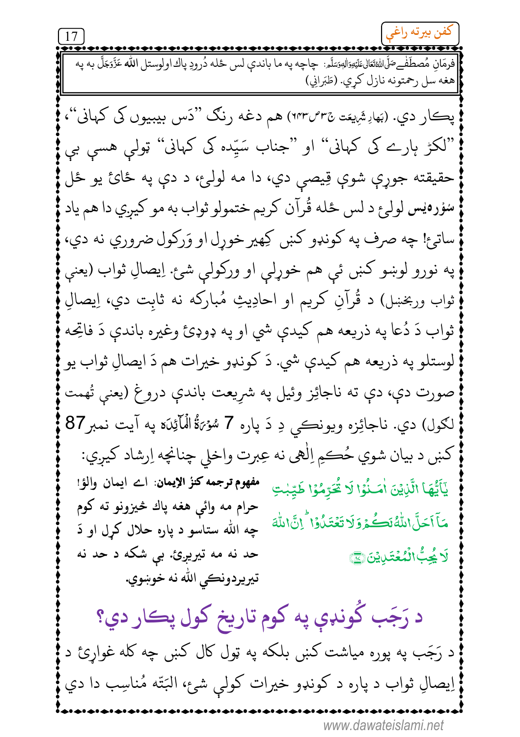فرمَانِ مُصطَفےٰ صَلَّی اللّٰہُ تَعَالٰی عَلَیْہِ وَاٰلِہٖ وَسَلَّم: چاچه په ما باندې لس ځله دُرودِ پاك اولوستل الله عَزَّوَجَلَّ به په هغه سل رحمتونه نازل کړي. (طَبَرانِي)

پکار دي. (بَہارِ شَرِیعَت ج۳ص۶۴۳) هم دغه رنګ ''دَس بيبيوں کی کہانی''، ''لکڑ ہارے کی کہانی'' او ''جناب سَیِّدہ کی کہانی'' ټولې هسې بې حقيقته جوړې شوې قِيصې دي، دا مه لولئ، د دې په ځائ يو ځل **سُورهٔیس** لولئ د لس ځله قُرآن کريم ختمولو ثواب به مو کيږي دا هم ياد ساتئ! چه صرف په کونډو کښې کِهير خوړل او وَرکول ضروري نه دي، په نورو لوښو کښې ئې هم خوړلې او ورکولې شئ. اِيصالِ ثواب (يعنې ثواب وربخښل) د قُرآنِ کريم او احادِيثِ مُبارکه نه ثابت دي، اِيصالِ ثواب دَ دُعا په ذريعه هم کيدې شي او په ډوډئ وغيره باندې دَ فاتِحه لوستلو په ذريعه هم کيدې شي. دَ کونډو خيرات هم دَ ايصالِ ثواب يو صورت دې، دې ته ناجائِز وئيل په شرِيعت باندې دروغ (يعنې تُهمت لګول) دي. ناجائِزه ويونکي دِ دَ پاره 7 سُوْرَۃُ الْمَآئِدَہ په آيت نمبر87 کښې د بيان شوي حُکمِ اِلٰهی نه عِبرت واخلي چنانچه اِرشاد کيږي:

يٰۤاَيُّهَا الَّذِيْنَ اٰمَنُوْا لَا تُحَرِّمُوْا طَيِّبٰتِ مَآ اَحَلَّ اللّٰهُ لَكُمْ وَلَا تَعْتَدُوْا ؕ اِنَّ اللّٰهَ لَا يُحِبُّ الْمُعْتَدِيْنَ ﴿۸۷﴾

**مفهوم ترجمه کنز الإيمان:** اے ايمان والؤ! حرام مه وائې هغه پاك څيزونو ته کوم چه الله ستاسو د پاره حلال کړل او دَ حد نه مه تيريږئ. بې شکه د حد نه تيريدونکي الله نه خوښوي.

## د رَجَب کُونډې په کوم تاريخ کول پکار دي؟

د رَجَب په پوره مياشت کښې بلکه په ټول کال کښې چه کله غواړئ د اِيصالِ ثواب د پاره د کونډو خيرات کولې شئ، البَتّه مُناسِب دا دي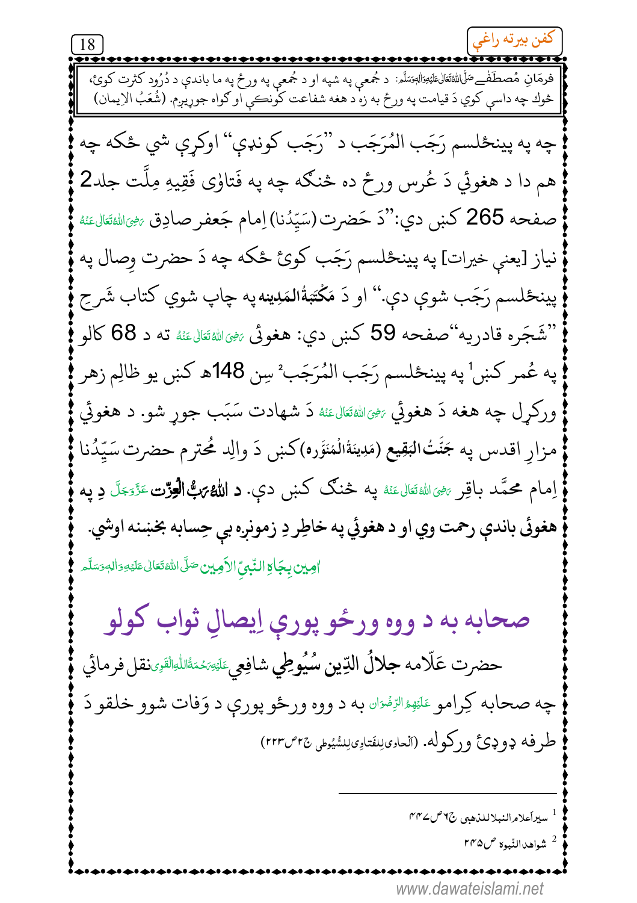فرمَانِ مُصطَفٰےصَلَّی اللّٰہُ تَعَالٰی عَلَیْہِ وَاٰلِہٖ وَسَلَّم: د جُمعې په شپه او د جُمعې په ورځ په ما باندې د دُرُود کثرت کوئ، ځوك چه داسې كوي دَ قيامت په ورځ به زه د هغه شفاعت كونكې او گواه جوړيږم. (شُعَبُ الاِيمان)

چه په پينځلسم رَجَب المُرَجَب د "رَجَب كوندې" اوكړې شي ځكه چه هم دا د هغوئي دَ عُرس ورځ ده څنگه چه په فَتاوٰی فَقِيهِ مِلَّت جلد2 صفحه 265 كښ دي:"دَ حَضرت (سَيِّدُنا) اِمام جَعفر صادِق رَضِیَ اللّٰہُ تَعَالٰی عَنۡہُ نياز [يعنې خيرات] په پينځلسم رَجَب كوئ ځكه چه دَ حضرت وِصال په پينځلسم رَجَب شوې دې." او دَ **مَكْتَبَةُالمَدِينه** په چاپ شوي كتاب شَرحِ "شَجَره قادريه" صفحه 59 كښ دي: هغوئی رَضِیَ اللّٰہُ تَعَالٰی عَنۡہُ ته د 68 كالو په عُمر كښ[1] په پينځلسم رَجَب المُرَجَب[2] سِن 148ھ كښ يو ظالِم زهر وركړل چه هغه دَ هغوئي رَضِیَ اللّٰہُ تَعَالٰی عَنۡہُ دَ شهادت سَبَب جوړ شو. د هغوئي مزارِ اقدس په **جَنَّتُ البَقيع** (مَدِينَةُالْمُنَوَّره) كښ دَ والِدِ مُحتَرم حضرت سَيِّدُنا اِمام مُحَمَّد باقِر رَضِیَ اللّٰہُ تَعَالٰی عَنۡہُ په څنگ كښ دې. **د اللّٰہُ رَبُّ الْعِزّت** عَزَّوَجَلَّ **دِ په هغوئى باندې رحمت وي او د هغوئي په خاطِر دِ زمونږه بې حِسابه بخښنه اوشي.**

اٰمِين بِجَاہِ النَّبِیِّ الْاَمِین صَلَّی اللّٰہُ تَعَالٰی عَلَیْہِ وَاٰلِہٖ وَسَلَّم

## صحابه به د ووه ورځو پورې اِيصالِ ثواب كولو

حضرت عَلّامه **جلالُ الدِّين سُيُوطِي** شافِعي عَلَیْہِ رَحۡمَۃُ اللّٰہِ الۡقَوِی نقل فرمائي چه صحابه كِرامو عَلَيْهِمُ الرِّضْوَان به د ووه ورځو پورې د وَفات شوو خلقو دَ طرفه ډوډئ وركوله. (اَلْحاوِیْ لِلْفَتاوِیْ لِلسُّیُوطی ج۲ص۲۲۳)

---

[1] سیر أعلام النبلاء للذهبی ج٦ص٤٤٧

[2] شواهد النّبوه ص٢٤٥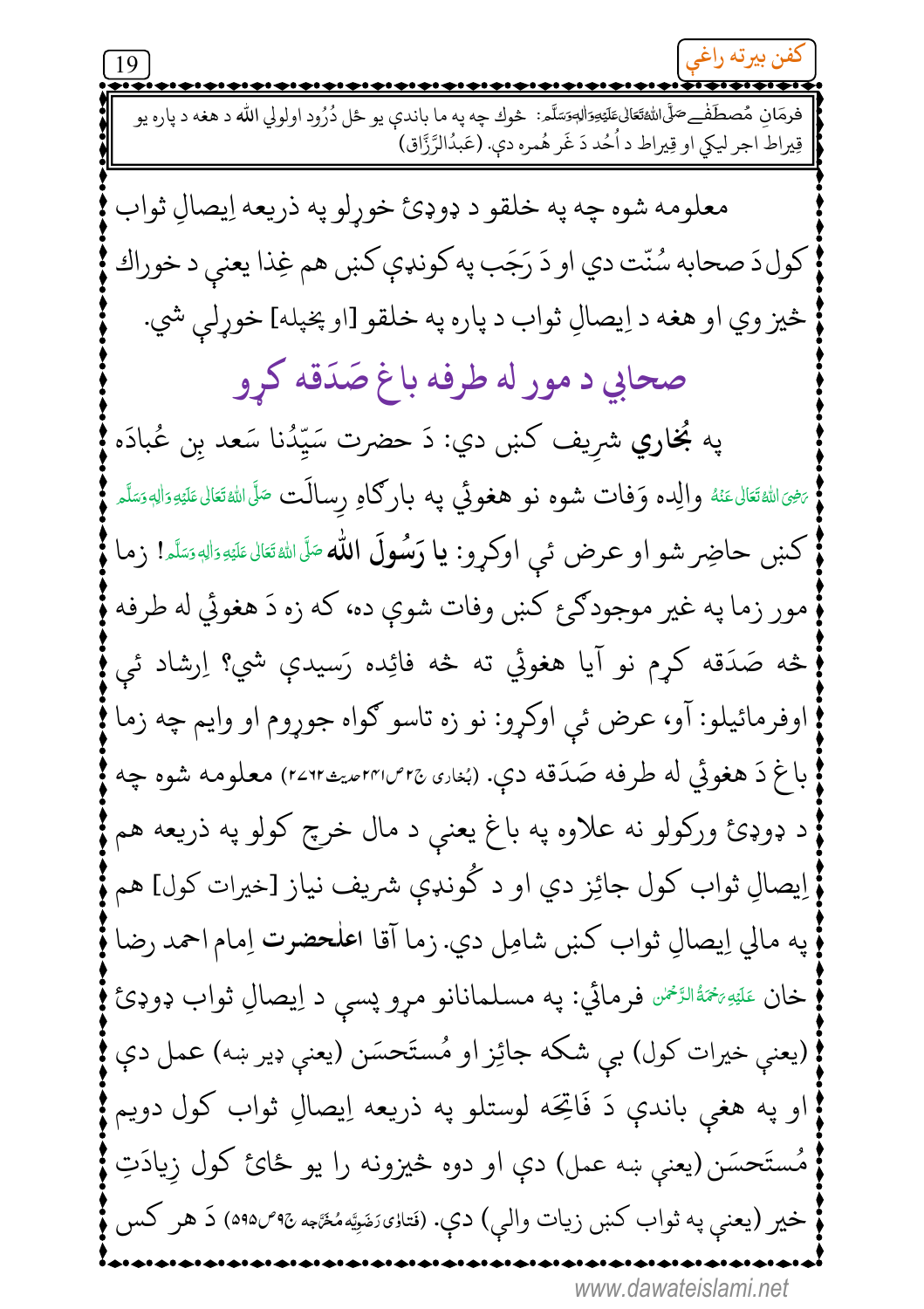فرمَانِ مُصطَفٰے صَلَّی اللّٰہُ تَعَالٰی عَلَیْہِ وَاٰلِہٖ وَسَلَّم: څوك چه په ما باندې يو ځل دُرُود اولولي الله د هغه د پاره يو قِيراط اجر ليكي او قِيراط د اُحُد دَ غَر هُمره دې. (عَبدُالرَّزّاق)

معلومه شوه چه په خلقو د ډوډۍ خوړلو په ذريعه اِيصالِ ثواب كول دَ صحابه سُنّت دي او دَ رَجَب په كونډې كښې هم غِذا يعنې د خوراك څيز وي او هغه د اِيصالِ ثواب د پاره په خلقو [او بخپله] خوړلې شي.

## صحابي د مور له طرفه باغ صَدَقه كړو

په **بُخاري** شرِيف كښې دي: دَ حضرت سَيِّدُنا سَعد بِن عُبادَه رَضِیَ اللّٰہُ تَعَالٰی عَنْہُ والِده وَفات شوه نو هغوئي په باركاهِ رِسالَت صَلَّی اللّٰہُ تَعَالٰی عَلَیْہِ وَاٰلِہٖ وَسَلَّم كښې حاضِر شو او عرض ئې اوكړو: **يا رَسُولَ الله** صَلَّی اللّٰہُ تَعَالٰی عَلَیْہِ وَاٰلِہٖ وَسَلَّم! زما مور زما په غير موجودګۍ كښې وفات شوې ده، كه زه دَ هغوئي له طرفه څه صَدَقه كړم نو آيا هغوئي ته څه فائِده رَسيدې شي؟ اِرشاد ئې اوفرمائيلو: آو، عرض ئې اوكړو: نو زه تاسو ګواه جوړوم او وايم چه زما باغ دَ هغوئي له طرفه صَدَقه دې. (بُخاری ج۲ص۲۴۱حدیث۲۷۶۲) معلومه شوه چه د ډوډۍ وركولو نه علاوه په باغ يعنې د مال خرچ كولو په ذريعه هم اِيصالِ ثواب كول جائِز دي او د كُونډې شريف نياز [خيرات كول] هم په مالي اِيصالِ ثواب كښې شامِل دي. زما آقا **اعلٰحضرت** اِمام احمد رضا خان عَلَیْہِ رَحْمَۃُ الرَّحْمٰن فرمائي: په مسلمانانو مړو پسې د اِيصالِ ثواب ډوډۍ (يعنې خيرات كول) بې شكه جائِز او مُستَحسَن (يعنې ډير ښه) عمل دې او په هغې باندې دَ فَاتِحَه لوستلو په ذريعه اِيصالِ ثواب كول دويم مُستَحسَن (يعنې ښه عمل) دې او دوه څيزونه را يو ځائ كول زِيادَتِ خير (يعنې په ثواب كښې زيات والې) دې. (فَتاوٰی رَضَوِیّہ مُخَرَّجہ ج۹ص۵۹۵) دَ هر كس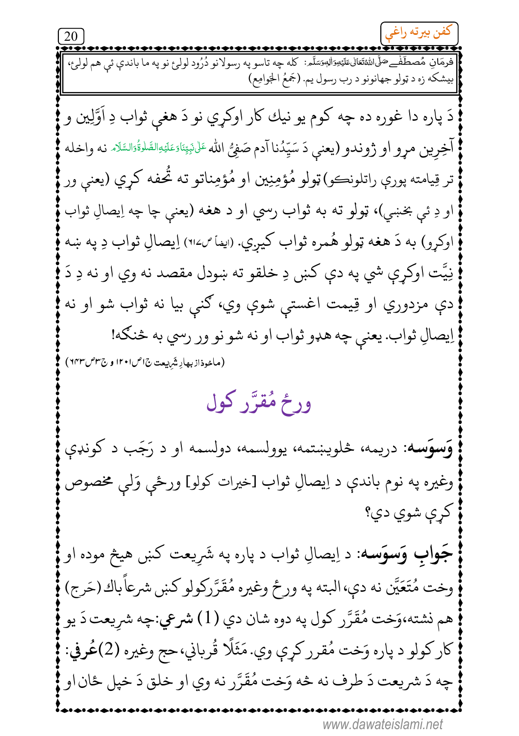فرمَانِ مُصطَفٰےصَلَّی اللّٰہُ تَعَالٰی عَلَیۡہِ وَاٰلِہٖ وَسَلَّم: كله چه تاسو په رسولانو دُرُود لولئ نو په ما باندې ئي هم لولئ، بيشكه زه د ټولو جهانونو د رب رسول يم. (جَمعُ الجَوامِع)

دَ پاره دا غوره ده چه كوم يو نيك كار اوكړي نو دَ هغې ثواب دِ اَوَّلِين و آخِرِين مړو او ژوندو (يعنې دَ سَيِّدُنا آدم صَفِيُّ الله عَلٰى نَبِيِّنَاوَعَلَيۡهِ الصَّلٰوةُوَالسَّلَام نه واخله تر قِيامته پورې راتلونكو) ټولو مُؤمِنِين او مُؤمِناتو ته تُحفه كړي (يعنې ور او دِ ئې بخښي)، ټولو ته به ثواب رسي او د هغه (يعنې چا چه اِيصالِ ثواب اوكړو) به دَ هغه ټولو هُمره ثواب كيږي. (ايضاً ص۲۱۷) اِيصالِ ثواب دِ په ښه نِيَّت اوكړې شي په دې كښ دِ خلقو ته ښودل مقصد نه وي او نه دِ دَ دې مزدورې او قِيمت اغستې شوې وي، گني بيا نه ثواب شو او نه اِيصالِ ثواب. يعنې چه هډو ثواب او نه شو نو ور رسي به څنګه!

(ماخوذ از بهارِ شَرِيعت ج۱ ص۱۲۰۱ و ج۳ ص۶۴۳)

## ورځ مُقرَّر كول

**وَسوَسه**: دريمه، څلويښتمه، يوولسمه، دولسمه او د رَجَب د كونډې وغيره په نوم باندې د اِيصالِ ثواب [خيرات كولو] ورځې وَلې مخصوص كړې شوې دي؟

**جَوابِ وَسوَسه**: د اِيصالِ ثواب د پاره په شَرِيعت كښ هيڅ موده او وخت مُتَعَيَّن نه دې، البته په ورځ وغيره مُقَرَّركولو كښ شرعاً باك (حَرَج) هم نشته،وَخت مُقَرَّر كول په دوه شان دي (1) **شرعي**:چه شرِيعت دَ يو كار كولو د پاره وَخت مُقرر كړې وي. مَثَلًا قُرباني،حج وغيره (2)**عُرفي**: چه دَ شريعت دَ طرف نه څه وَخت مُقَرَّر نه وي او خلق دَ خپل ځان او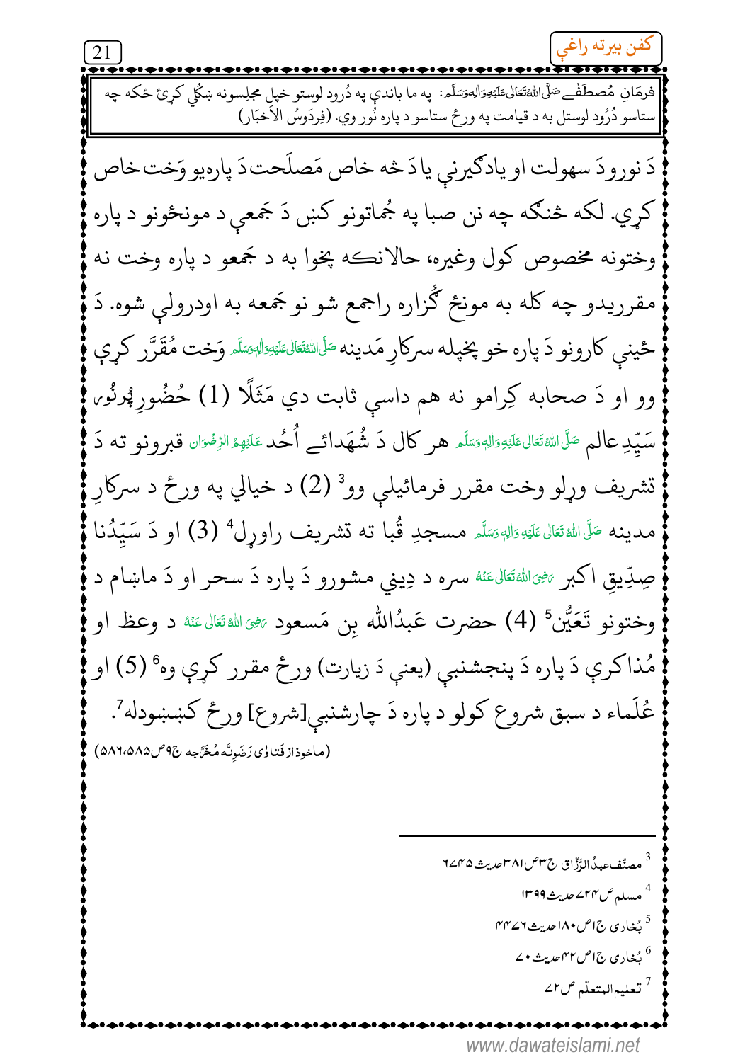فرمَانِ مُصطَفٰےصَلَّی اللہُ تَعَالٰی عَلَیْہِ وَاٰلِہٖ وَسَلَّم: په ما باندې په دُرود لوستو خپل مجلِسونه ښکُلي کړئ ځکه چه ستاسو دُرُود لوستل به د قیامت په ورځ ستاسو د پاره نُور وي. (فِردَوسُ الاَخبَار)

دَ نوروۍ سهولت او یادګیرنې یا دَ څه خاص مَصلَحت دَ پاره یو وَخت خاص کړي. لکه څنګه چه نن صبا په ځماتونو کښې دَ جَمعې د مونځونو د پاره وختونه مخصوص کول وغیره، حالانکه پخوا به د جَمعو د پاره وخت نه مقرریدو چه کله به مونځ ګُزاره راجمع شو نو جَمعه به اودرولې شوه. دَ ځینې کارونو دَ پاره خو پخپله سرکارِ مَدینه صَلَّی اللہُ تَعَالٰی عَلَیْہِ وَاٰلِہٖ وَسَلَّم وَخت مُقَرَّر کړې وو او دَ صحابه کِرامو نه هم داسې ثابت دي مَثَلًا (1) حُضُورِپُرنُور سَیِّدِعالم صَلَّی اللہُ تَعَالٰی عَلَیْہِ وَاٰلِہٖ وَسَلَّم هر کال دَ شُهَدائے اُحُد عَلَیْهِمُ الرِّضْوَان قبرونو ته دَ تشریف وړلو وخت مقرر فرمائیلې وو[3] (2) د خیالي په ورځ د سرکارِ مدینه صَلَّی اللہُ تَعَالٰی عَلَیْہِ وَاٰلِہٖ وَسَلَّم مسجدِ قُبا ته تشریف راوړل[4] (3) او دَ سَیِّدُنا صِدِّیقِ اکبر رَضِیَ اللہُ تَعَالٰی عَنْهُ سره د دِیني مشورو دَ پاره دَ سحر او دَ ماښام د وختونو تَعَیُّن[5] (4) حضرت عَبدُاللّٰه بِن مَسعود رَضِیَ اللہُ تَعَالٰی عَنْهُ د وعظ او مُذاکرې دَ پاره دَ پنجشنبې (یعنې دَ زیارت) ورځ مقرر کړې وه[6] (5) او عُلَماء د سبق شروع کولو د پاره دَ چارشنبې[شروع] ورځ کښنبودله[7].

(ماخوذ از فتاوٰی رَضَوِیّه مُخَرَّجه ج۹ص۵۸۵،۵۸۶)

---

[3] مصنّف عبدُ الرَّزّاق ج۳ص۳۸۱حدیث ۶۷۴۵

[4] مسلم ص۷۲۴حدیث ۱۳۹۹

[5] بُخاری ج۱ص۱۸۰حدیث ۴۷۶

[6] بُخاری ج۱ص۴۲حدیث ۷۰

[7] تعلیم المتعلّم ص۷۲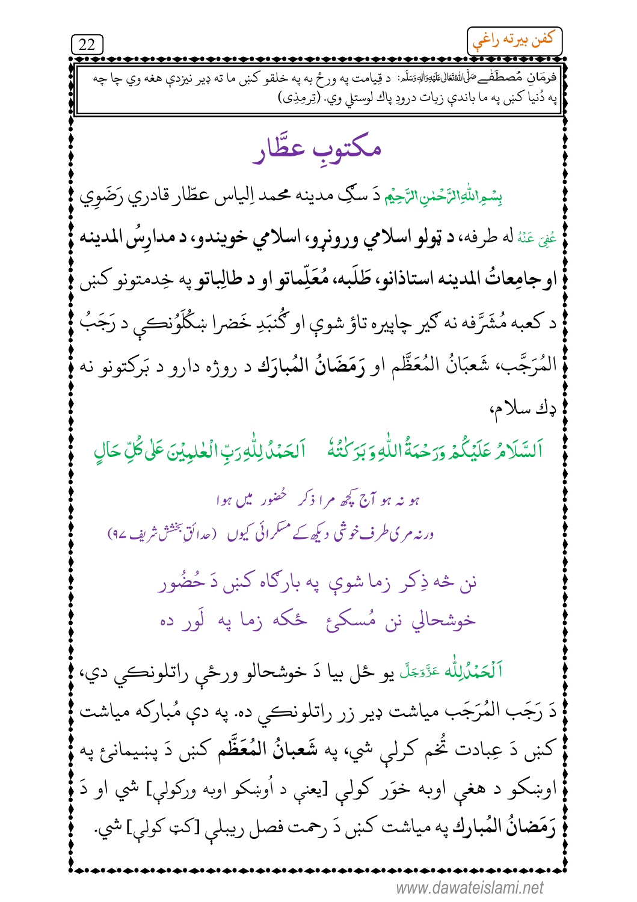فرمَانِ مُصطَفےٰ صَلَّی اللہُ تَعَالٰی عَلَیْہِ وَاٰلِہٖ وَسَلَّم: د قِيامت په ورځ به په خلقو کښې ما ته ډېر نيزدې هغه وي چا چه په دُنيا کښې په ما باندې زيات درودِ پاك لوستلې وي. (تِرمِذِی)

# مکتوبِ عطّار

بِسْمِ اللّٰهِ الرَّحْمٰنِ الرَّحِيْم دَ سګِ مدينه محمد اِلياس عطّار قادري رَضَوِي عُفِيَ عَنْهُ له طرفه، **د ټولو اسلامي ورونړو، اسلامي خويندو، د مدارِسُ المدينه او جامِعاتُ المدينه استاذانو،** طَلَبه، مُعَلِّماتو او **د طالِباتو** په خِدمتونو کښې د کعبه مُشَرَّفه نه ګير چاپيره تاؤ شوې او ګُنبَدِ خَضرا ښکُلُونکې د رَجَبُ المُرَجَّب، شَعبَانُ المُعَظَّم او **رَمَضَانُ المُبارَك** د روژه دارو د بَرکتونو نه ډك سلام،

اَلسَّلَامُ عَلَيْكُمْ وَرَحْمَةُ اللّٰهِ وَبَرَكَاتُهٗ    اَلْحَمْدُ لِلّٰهِ رَبِّ الْعٰلَمِيْنَ عَلٰى كُلِّ حَالٍ

ہو نہ ہو آج کچھ مرا ذکر حضور میں ہوا
ورنہ مری طرف خوشی دیکھ کے مسکرائی کیوں (حدائقِ بخشش شریف ۹۷)

نن څه ذِکر زما شوې په بارګاه کښې دَ حُضُور
خوشحالي نن مُسکئ څکه زما په لَور ده

اَلْحَمْدُ لِلّٰه عَزَّوَجَلَّ يو ځل بيا دَ خوشحالو ورځې راتلونکې دي، دَ رَجَب المُرَجَّب مياشت ډېر زر راتلونکې ده. په دې مُبارکه مياشت کښې دَ عِبادت تُخم کرلې شي، په **شَعبانُ المُعَظَّم** کښې دَ پښيمانئ په اوښکو د هغې اوبه خوَر کولې [يعنې د اُوښکو اوبه ورکولې] شي او دَ **رَمَضانُ المُبارك** په مياشت کښې دَ رحمت فصل ريبلې [کټ کولې] شي.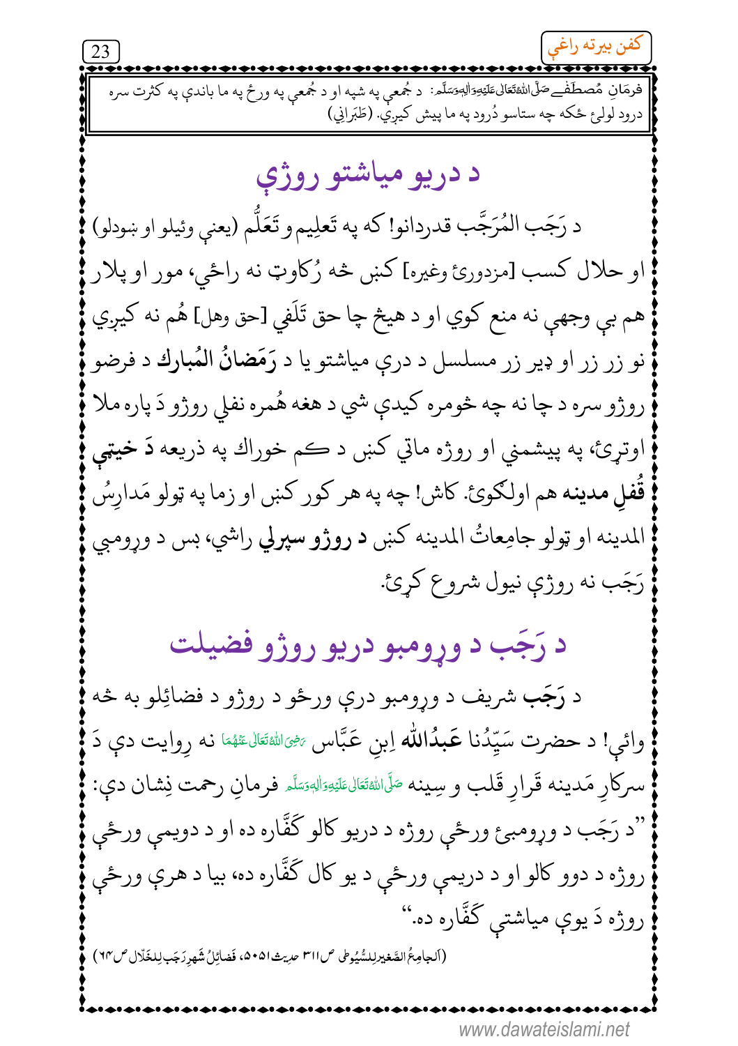فرمَانِ مُصطَفےٰ صَلَّی اللہُ تَعَالٰی عَلَیْہِ وَاٰلِہٖ وَسَلَّم: د جُمعې په شپه او د جُمعې په ورځ په ما باندې په كثرت سره درود لولئ ځكه چه ستاسو دُرود په ما پيش كيږي. (طَبَرانِي)

## د دريو مياشتو روژې

د رَجَب المُرَجَّب قدردانو! كه په تَعلِيم و تَعَلُّم (يعنې وئيلو او ښودلو) او حلال كسب [مزدورئ وغيره] كښې څه رُكاوټ نه راځي، مور او پلار هم بې وجهې نه منع كوي او د هيڅ چا حق تَلَفي [حق وهل] هُم نه كيږي نو زر زر او ډير زر مسلسل د درې مياشتو يا د **رَمَضانُ المُبارك** د فرضو روژو سره د چا نه چه څومره كيدې شي د هغه هُمره نفلي روژو دَ پاره ملا اوتړئ، په پيشمنې او روژه ماتي كښې د كم خوراك په ذريعه **دَ خيټې قُفلِ مدينه** هم اولګوئ. كاش! چه په هر كور كښې او زما په ټولو مَدارِسُ المدينه او ټولو جامِعاتُ المدينه كښې **د روژو سپرلي** راشي، بس د ورومبي رَجَب نه روژې نيول شروع كړئ.

## د رَجَب د ورومبو دريو روژو فضيلت

د **رَجَب** شريف د ورومبو درې ورځو د روژو د فضائِلو به څه وائې! د حضرت سَيِّدُنا **عَبدُالله** اِبنِ عَبَّاس رَضِیَ اللہُ تَعَالٰی عَنْہُمَا نه رِوايت دې دَ سركارِ مَدينه قَرارِ قَلب و سِينه صَلَّی اللہُ تَعَالٰی عَلَیْہِ وَاٰلِہٖ وَسَلَّم فرمانِ رحمت نِشان دې: "د رَجَب د ورومبئ ورځې روژه د دريو كالو كَفَّاره ده او د دويمې ورځې روژه د دوو كالو او د دريمې ورځې د يو كال كَفَّاره ده، بيا د هرې ورځې روژه دَ يوې مياشتې كَفَّاره ده."

(اَلجامِعُ الصَّغيرلِلسُّيُوطی ص۳۱۱ حديث۵۰۵۱، فَضائِلُ شَهرِرَجَب لِلخَلّال ص۶۴)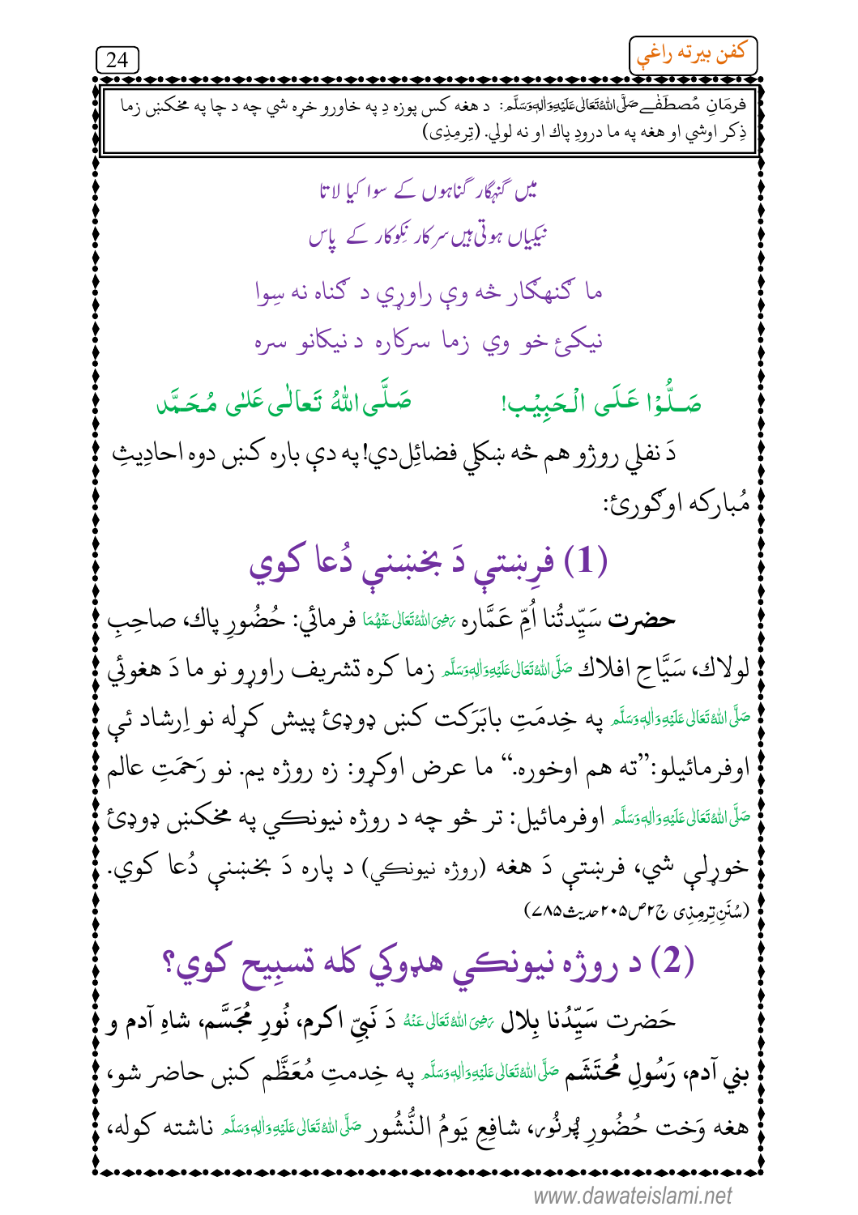فرمَانِ مُصطَفٰےصَلَّی اللّٰہُ تَعَالٰی عَلَیْہِ وَاٰلِہٖ وَسَلَّم: د هغه کس پوزه دِ په خاورو خړه شي چه د چا په مخکښې زما ذِکر اوشي او هغه په ما درودِ پاك او نه لولي. (ترمِذی)

میں گنہگار گناہوں کے سوا کیا لاتا
نیکیاں ہوتی ہیں سرکار نِکوکار کے پاس

ما ګنهګار څه وې راوړي د ګناه نه سِوا
نیکئ خو وي زما سرکاره د نیکانو سره

صَلُّوْا عَلَى الْحَبِيْب! صَلَّى اللّٰهُ تَعَالٰى عَلٰى مُحَمَّد

دَ نفلِي روژو هم څه ښکلِي فضائِل دي! په دې باره کښې دوه احادِيثِ مُبارکه اوګورئ:

## (1) فرِښتې دَ بخښنې دُعا کوي

حضرت سَيِّدَتُنا اُمِّ عَمَّاره رَضِیَ اللّٰہُ تَعَالٰی عَنْھَا فرمائي: حُضُورِ پاك، صاحِبِ لولاك، سَيَّاحِ افلاك صَلَّی اللّٰہُ تَعَالٰی عَلَیْہِ وَاٰلِہٖ وَسَلَّم زما کره تشريف راوړو نو ما دَ هغوئي صَلَّی اللّٰہُ تَعَالٰی عَلَیْہِ وَاٰلِہٖ وَسَلَّم په خِدمَتِ بابَرَکت کښې دوډئ پيش کړله نو اِرشاد ئې اوفرمائيلو: "ته هم اوخوره." ما عرض اوکړو: زه روژه يم. نو رَحمَتِ عالم صَلَّی اللّٰہُ تَعَالٰی عَلَیْہِ وَاٰلِہٖ وَسَلَّم اوفرمائيل: تر څو چه د روژه نيونکي په مخکښې دوډئ خوړلې شي، فرښتې دَ هغه (روژه نيونکي) د پاره دَ بخښنې دُعا کوي.

(سُنَنِ ترمِذی ج۲ص۲۰۵حدیث۷۸۵)

## (2) د روژه نيونکي هډوکي کله تسبِيح کوي؟

حَضرت سَيِّدُنا بِلال رَضِیَ اللّٰہُ تَعَالٰی عَنْہُ دَ نَبِيّ اکرم، نُورِ مُجَسَّم، شاهِ آدم و بني آدم، رَسُولِ مُحتَشَم صَلَّی اللّٰہُ تَعَالٰی عَلَیْہِ وَاٰلِہٖ وَسَلَّم په خِدمتِ مُعَظَّم کښې حاضر شو، هغه وَخت حُضُورِ پُرنُور، شافِعِ يَومُ النُّشُور صَلَّی اللّٰہُ تَعَالٰی عَلَیْہِ وَاٰلِہٖ وَسَلَّم ناشته کوله،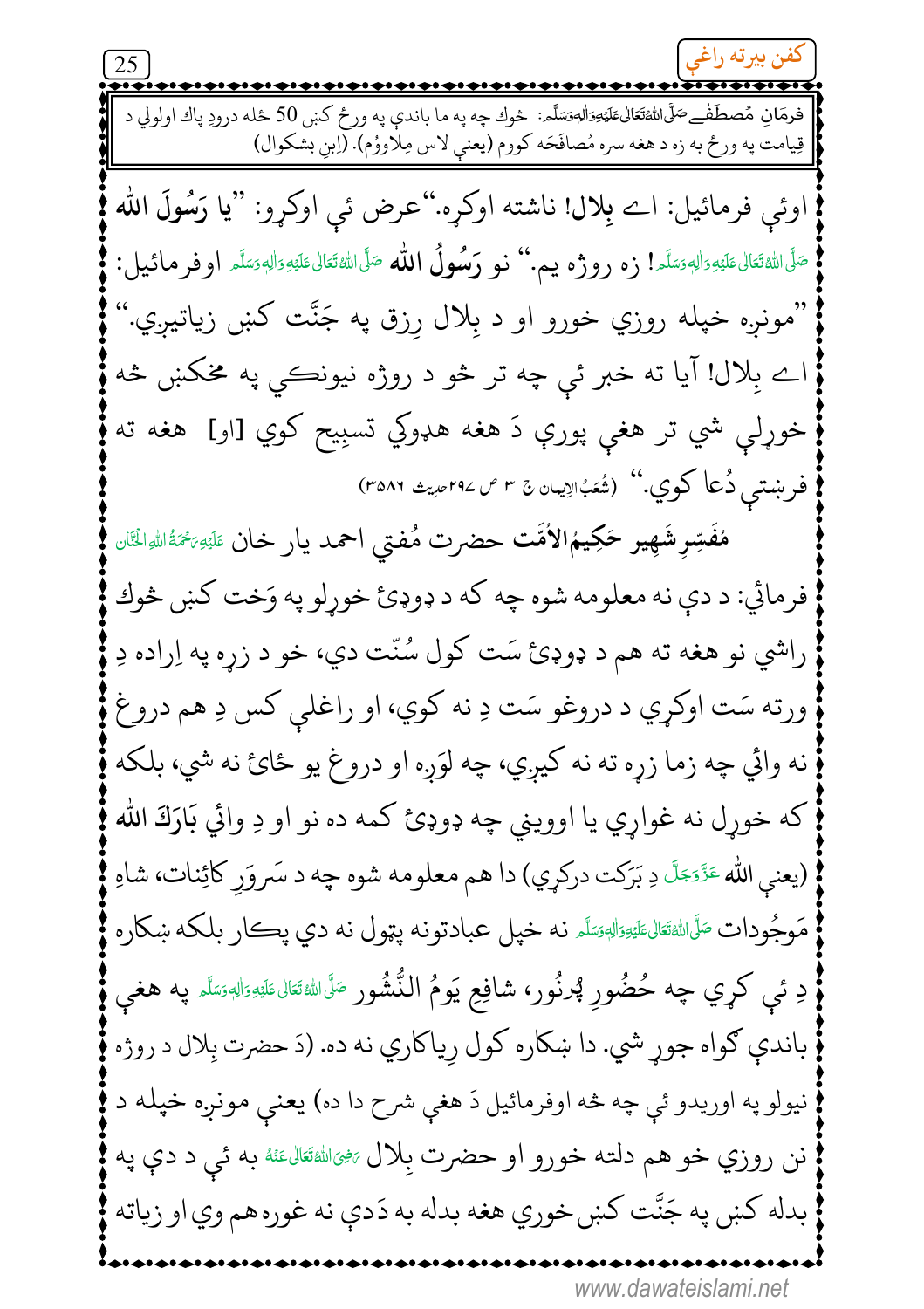فرمَانِ مُصطفٰےصَلَّی اللہُ تَعَالٰی عَلَیْہِ وَاٰلِہٖ وَسَلَّم: څوك چه په ما باندې په ورځ كښې 50 ځله درودِ پاك اولولي د قِيامت په ورځ به زه د هغه سره مُصافَحَه كووم (يعني لاس مِلاووُم). (اِبنِ بشكوال)

اوئې فرمائيل: اے **بِلال**! ناشته اوكړه.''عرض ئې اوكړو: ''**يا رَسُولَ الله** صَلَّی اللہُ تَعَالٰی عَلَیْہِ وَاٰلِہٖ وَسَلَّم! زه روژه يم.'' نو **رَسُولُ الله** صَلَّی اللہُ تَعَالٰی عَلَیْہِ وَاٰلِہٖ وَسَلَّم اوفرمائيل: ''مونږه خپله روزي خورو او د بِلال رِزق په جَنَّت كښې زياتيږي.'' اے بِلال! آيا ته خبر ئې چه تر څو د روژه نيونكي په مخكښې څه خوړلې شي تر هغې پورې دَ هغه هډوكي تسبِيح كوي [او] هغه ته فرښتې دُعا كوي.'' (شُعَبُ الاِيمان ج ۳ ص ۲۹۷ حديث ۳۵۸٦)

**مُفَسِّرِشَہِير حَكِيمُ الاُمَّت** حضرت مُفتي احمد يار خان عَلَیْہِ رَحْمَۃُ اللہِ الحَنَّان فرمائي: د دې نه معلومه شوه چه كه د ډوډئ خوړلو په وَخت كښې څوك راشي نو هغه ته هم د ډوډئ سَت كول سُنّت دي، خو د زړه په اِراده دِ ورته سَت اوكړي د دروغو سَت دِ نه كوي، او راغلي كس دِ هم دروغ نه وائي چه زما زړه ته نه كيږي، چه لوَږه او دروغ يو ځائ نه شي، بلكه كه خوړل نه غواړي يا اووينې چه ډوډئ كمه ده نو او دِ وائي **بَارَكَ الله** (يعني **الله** عَزَّوَجَلَّ دِ بَرَكت دركړي) دا هم معلومه شوه چه د سَروَرِ كائِنات، شاهِ مَوجُودات صَلَّی اللہُ تَعَالٰی عَلَیْہِ وَاٰلِہٖ وَسَلَّم نه خپل عبادتونه پټول نه دي پكار بلكه ښكاره دِ ئې كړي چه حُضُورِ پُرنُور، شافِعِ يَومُ النُّشُور صَلَّی اللہُ تَعَالٰی عَلَیْہِ وَاٰلِہٖ وَسَلَّم په هغې باندې ګواه جوړ شي. دا ښكاره كول رِياكاري نه ده. (دَ حضرت بِلال د روژه نيولو په اوريدو ئې چه څه اوفرمائيل دَ هغې شرح دا ده) يعني مونږه خپله د نن روزي خو هم دلته خورو او حضرت بِلال رَضِیَ اللہُ تَعَالٰی عَنْهُ به ئې د دې په بدله كښې په جَنَّت كښې خوري هغه بدله به دَدې نه غوره هم وي او زياته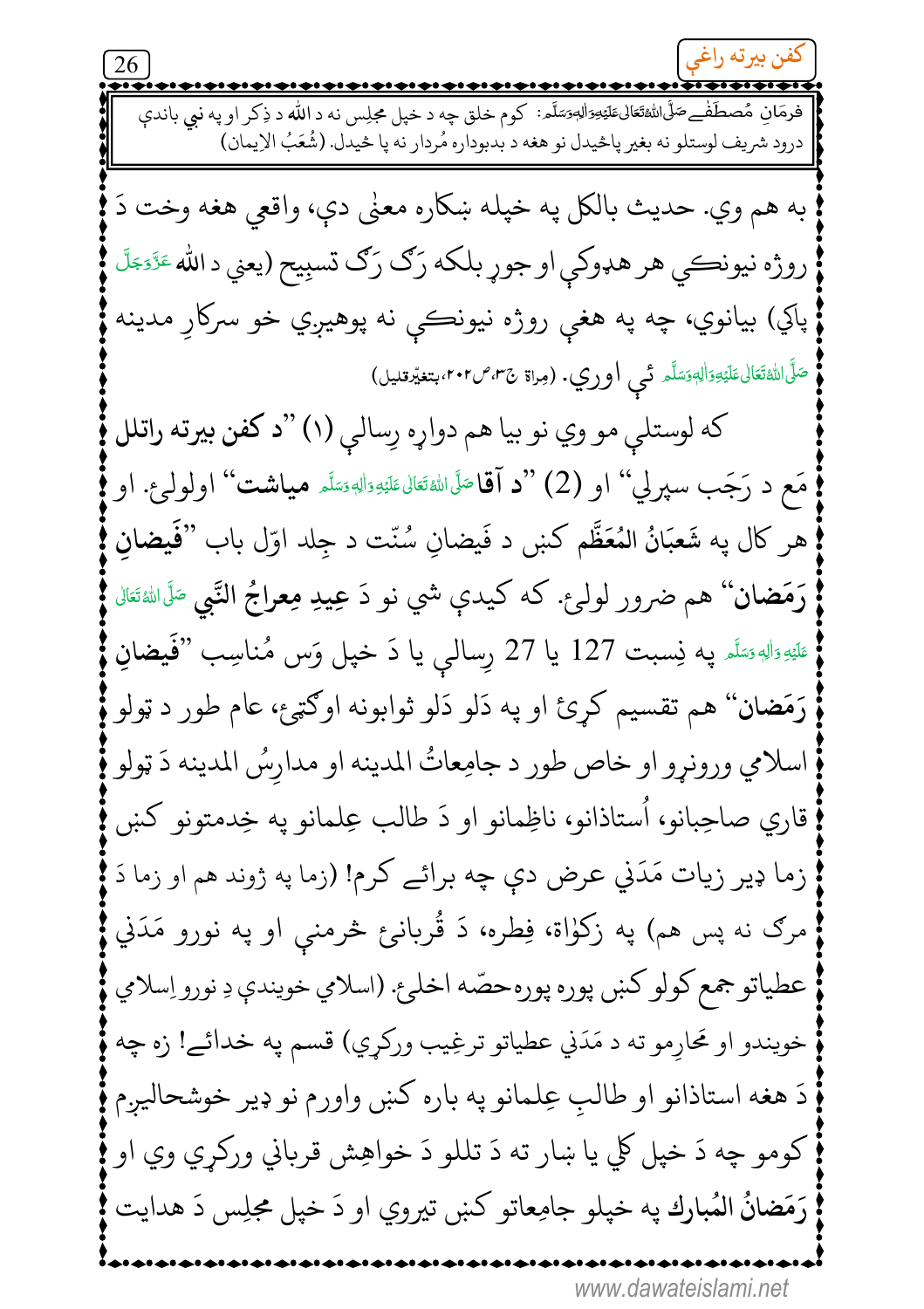فرمَانِ مُصطَفٰے صَلَّی اللّٰہُ تَعَالٰی عَلَیْہِ وَاٰلِہٖ وَسَلَّم: کوم خلق چه د خپل مجلِس نه د الله د ذِکر او په نبي باندې درود شریف لوستلو نه بغیر پاڅیدل نو هغه د بدبوداره مُردار نه پا څیدل. (شُعَبُ الاِیمان)

به هم وي. حدیث بالکل په خپله ښکاره معنٰی دې، واقعي هغه وخت دَ روژه نیونڪي هر هډوکي او جوړ بلکه رَګ رَګ تسبِیح (یعني د الله عَزَّوَجَلَّ پاکي) بیانوي، چه په هغې روژه نیونڪي نه پوهیږي خو سرکارِ مدینه صَلَّی اللّٰہُ تَعَالٰی عَلَیْہِ وَاٰلِہٖ وَسَلَّم ئې اوري. (مِراۃ ج۳،ص۲۰۲،بتغیّرقلیل)

که لوستلې مو وي نو بیا هم دواړه رِسالې (۱) "**د کفن بیرته راتلل** مَع د رَجَب سپرلې" او (2) "**د آقا** صَلَّی اللّٰہُ تَعَالٰی عَلَیْہِ وَاٰلِہٖ وَسَلَّم **میاشت**" اولولئ. او هر کال په **شَعبَانُ المُعَظَّم** کښ د فیضانِ سُنّت د جِلد اوّل باب "**فَیضانِ رَمَضان**" هم ضرور لولئ. که کیدې شي نو دَ **عِیدِ مِعراجُ النَّبِي** صَلَّی اللّٰہُ تَعَالٰی عَلَیْہِ وَاٰلِہٖ وَسَلَّم په نِسبت 127 یا 27 رِسالې یا دَ خپل وَس مُناسِب "**فَیضانِ رَمَضان**" هم تقسیم کړئ او په دَلو دَلو ثوابونه اوګټئ، عام طور د ټولو اسلامي ورونړو او خاص طور د جامِعاتُ المدینه او مدارِسُ المدینه دَ ټولو قاري صاحِبانو، اُستاذانو، ناظِمانو او دَ طالب عِلمانو په خِدمتونو کښ زما ډیر زیات مَدَني عرض دې چه برائے کرم! (زما په ژوند هم او زما دَ مرګ نه پس هم) په زکوٰۃ، فِطره، دَ قُربانئ څرمني او په نورو مَدَني عطیاتو جمع کولو کښ پوره پوره حصّه اخلئ. (اسلامي خویندې دِ نورو اِسلامي خویندو او محارِمو ته د مَدَني عطیاتو ترغِیب ورکړي) قسم په خدائے! زه چه دَ هغه استاذانو او طالبِ عِلمانو په باره کښ واورم نو ډیر خوشحالیږم کومو چه دَ خپل ځلي یا ښار ته دَ تللو دَ خواهِش قرباني ورکړي وي او رَمَضانُ المُبارك په خپلو جامِعاتو کښ تیروي او دَ خپل مجلِس دَ هدایت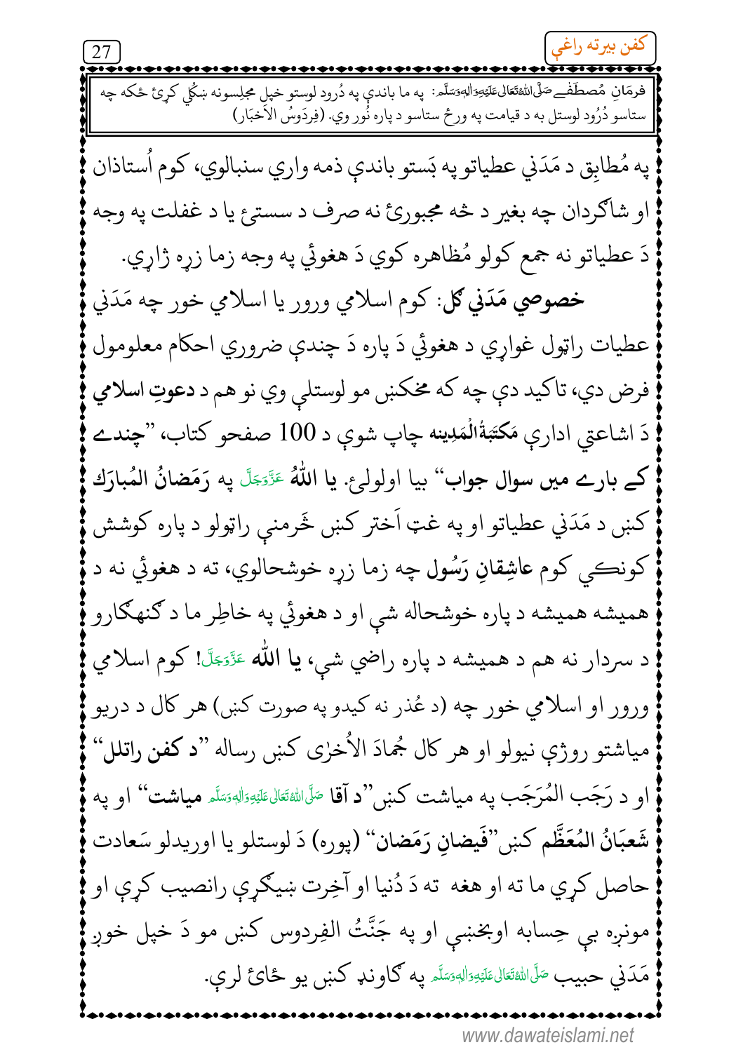فرمَانِ مُصطَفٰےصَلَّی اللّٰہُ تَعَالٰی عَلَیْہِ وَاٰلِہٖ وَسَلَّم: په ما باندې په دُرود لوستو خپل مجلِسونه ښکُلي کړئ ځکه چه ستاسو دُرُود لوستل به د قيامت په ورځ ستاسو د پاره نُور وي. (فِردَوسُ الاَخبَار)

په مُطابِق د مَدَني عطياتو په بَستو باندې ذمه واري سنبالوي، کوم اُستاذان او شاګردان چه بغير د څه مجبورئ نه صرف د سستئ يا د غفلت په وجه دَ عطياتو نه جمع کولو مُظاهره کوي دَ هغوئي په وجه زما زړه ژاړي.

**خصوصي مَدَني ګل**: کوم اسلامي ورور يا اسلامي خور چه مَدَني عطيات راټول غواړي د هغوئي دَ پاره دَ چندې ضروري احکام معلومول فرض دي، تاکيد دې چه که ممکنې مو لوستلې وي نو هم د **دعوتِ اسلامي** دَ اشاعتي ادارې **مَکتَبَۃُالْمَدِينه** چاپ شوې د 100 صفحو کتاب، "**چندے کے بارے میں سوال جواب**" بيا اولولئ. **يا اللّٰهُ** عَزَّوَجَلَّ په **رَمَضانُ المُبارَك** کښې د مَدَني عطياتو او په غټ اَختر کښې څرمنې راټولو د پاره کوشش کونکي کوم **عاشِقانِ رَسُول** چه زما زړه خوشحالوي، ته د هغوئي نه د هميشه هميشه د پاره خوشحاله شې او د هغوئي په خاطِر ما د ګنهګارو د سردار نه هم د هميشه د پاره راضي شې، **يا اللّٰه** عَزَّوَجَلَّ! کوم اسلامي ورور او اسلامي خور چه (د عُذر نه کيدو په صورت کښې) هر کال د دريو مياشتو روژې نيولو او هر کال جُمادَ الاُخرٰی کښې رساله "**د کفن راتلل**" او د رَجَب المُرَجَب په مياشت کښې "**د آقا** صَلَّی اللّٰہُ تَعَالٰی عَلَیْہِ وَاٰلِہٖ وَسَلَّم **مياشت**" او په **شَعبَانُ المُعَظَّم** کښې "**فَيضانِ رَمَضان**" (پوره) دَ لوستلو يا اوريدلو سَعادت حاصل کړي ما ته او هغه ته دَ دُنيا او آخِرت ښيګړې رانصيب کړې او مونږه بې حِسابه اوبخښې او په جَنَّتُ الفِردوس کښې مو دَ خپل خوږ مَدَني حبيب صَلَّی اللّٰہُ تَعَالٰی عَلَیْہِ وَاٰلِہٖ وَسَلَّم په ګاونډ کښې يو ځائ لرې.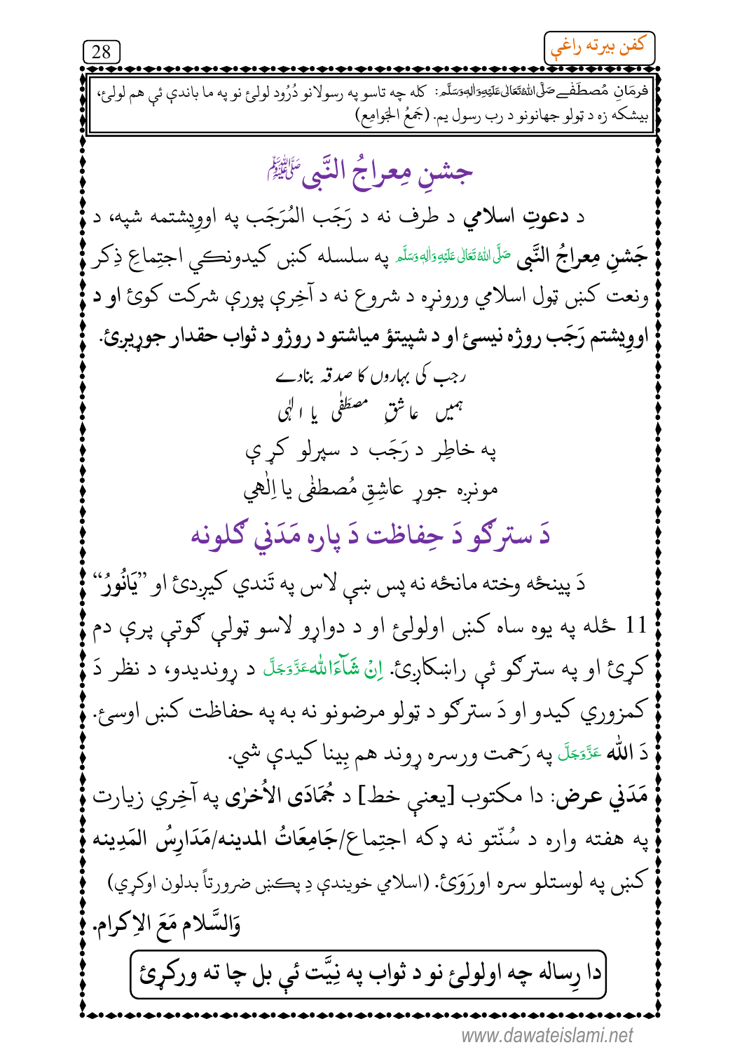فرمَانِ مُصطَفٰےصَلَّی اللہُ تَعَالٰی عَلَیْہِ وَاٰلِہٖ وَسَلَّم: كله چه تاسو په رسولانو دُرُود لولئ نو په ما باندې ئې هم لولئ، بیشکه زه د ټولو جهانونو د رب رسول يم. (جَمعُ الجَوامِع)

## جشنِ مِعراجُ النَّبی صَلَّی اللہُ تَعَالٰی عَلَیْہِ وَاٰلِہٖ وَسَلَّم

د **دعوتِ اسلامي** د طرف نه د رَجَب المُرَجَب په اووِيشتمه شپه، د **جَشنِ مِعراجُ النَّبی** صَلَّی اللہُ تَعَالٰی عَلَیْہِ وَاٰلِہٖ وَسَلَّم په سلسله کښې کیدونکې اجتِماعِ ذِکر ونعت کښې ټول اسلامي ورونړه د شروع نه د آخِرې پورې شرکت کوئ او **د اووِيشتم رَجَب روژه نيسئ او د شپيتۆ مياشتو د روژو د ثواب حقدار جوړيږئ.**

رجب کی بہاروں کا صدقہ بنادے
ہمیں عاشقِ مصطفٰی یا الٰہی

په خاطِر د رَجَب د سپرلو کړې
مونږه جوړ عاشِقِ مُصطفٰی يا اِلٰهي

## دَ سترګو دَ حِفاظت دَ پاره مَدَني ګلونه

دَ پينځه وخته مانځه نه پس ښې لاس په تَندي کيږدئ او "**يَانُوۡرُ**" 11 ځله په يوه ساه کښې اولولئ او د دوارو لاسو ټولې ګوتې پرې دم کړئ او په سترګو ئې راښکاږئ. اِنۡ شَآءَاللهعَزَّوَجَلَّ د روندېدو، د نظر دَ کمزورې کيدو او دَ سترګو د ټولو مرضونو نه به په حفاظت کښې اوسئ. دَ **الله** عَزَّوَجَلَّ په رَحمت ورسره روند هم بِينا کيدې شي.

**مَدَني عرض:** دا مکتوب [يعني خط] د **جُمَادَى الأُخرٰى** په آخِرې زيارت په هفته واره د سُنّتو نه ډکه اجتِماع/**جَامِعَاتُ المدينه/مَدَارِسُ المَدِينه** کښې په لوستلو سره اورَوئ. (اسلامي خويندې دِ پکښې ضرورتاً بدلون اوکړې)

**وَالسَّلام مَعَ الاِكرام.**

**دا رِساله چه اولولئ نو د ثواب په نِيَّت ئې بل چا ته ورکړئ**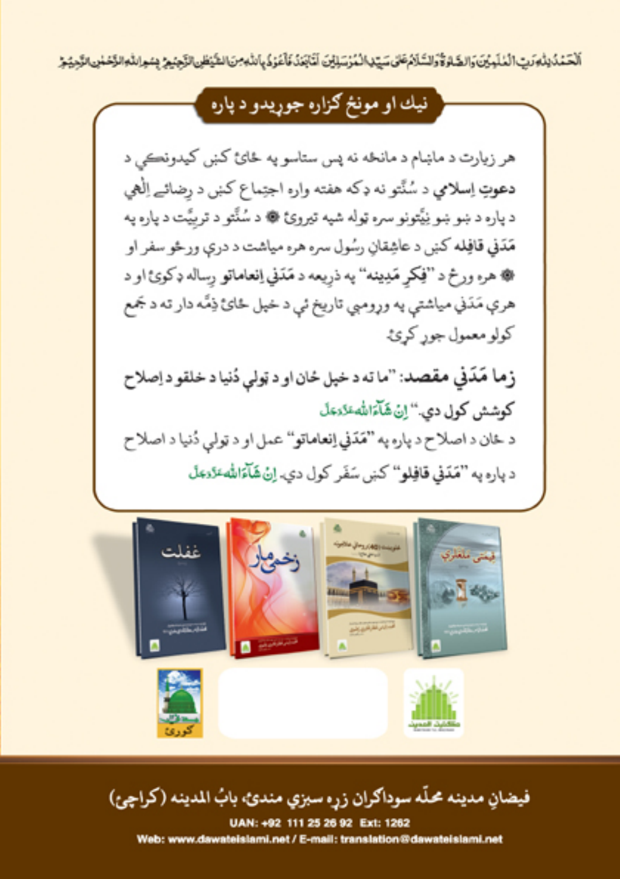اَلْحَمْدُ لِلّٰہِ رَبِّ الْعٰلَمِیْنَ وَالصَّلٰوۃُ وَالسَّلَامُ عَلٰی سَیِّدِ الْمُرْسَلِیْنَ اَمَّا بَعْدُ فَاَعُوْذُ بِاللّٰہِ مِنَ الشَّیْطٰنِ الرَّجِیْمِ بِسْمِ اللّٰہِ الرَّحْمٰنِ الرَّحِیْمِ

## نيك او مونځ گزاره جوړيدو د پاره

هر زيارت د مابنام د مانځه نه پس ستاسو په ځائ كښ كيدونكي د **دعوتِ اِسلامي** د سُنّتو نه ډكه هفته واره اجتماع كښ د رِضائے اِلٰهي د پاره د ښو ښو نِيّتونو سره ټوله شپه تيروئ ۞ د سُنّتو د تربيّت د پاره په **مَدَني قافِله** كښ د عاشِقانِ رسُول سره هره مياشت د درې ورځو سفر او ۞ هره ورځ د "**فِكرِ مَدِينه**" په ذرِيعه د **مَدَني اِنعاماتو** رِساله ډكوئ او د هرې مَدَني مياشتې په وړومبي تاريخ ئې د خپل ځائ ذِمّه دار ته د جمع كولو معمول جوړ كړئ.

**زما مَدَني مقصد:** "ما ته د خپل ځان او د ټولې دُنيا د خلقو د اِصلاح كوشش كول دي." اِنْ شَآءَ اللّٰه عَزَّوَجَلَّ

د ځان د اصلاح د پاره په "**مَدَني اِنعاماتو**" عمل او د ټولې دُنيا د اصلاح د پاره په "**مَدَني قافِلو**" كښ سَفَر كول دي. اِنْ شَآءَ اللّٰه عَزَّوَجَلَّ

غفلت

زخمي مار

قيمتي ملغلري

كورئ

مكتبة المدينة

فيضانِ مدينه محلّه سوداګران زړه سبزي منډئ، بابُ المدينه (كراچئ)

UAN: +92 111 25 26 92 Ext: 1262

Web: www.dawateislami.net / E-mail: translation@dawateislami.net